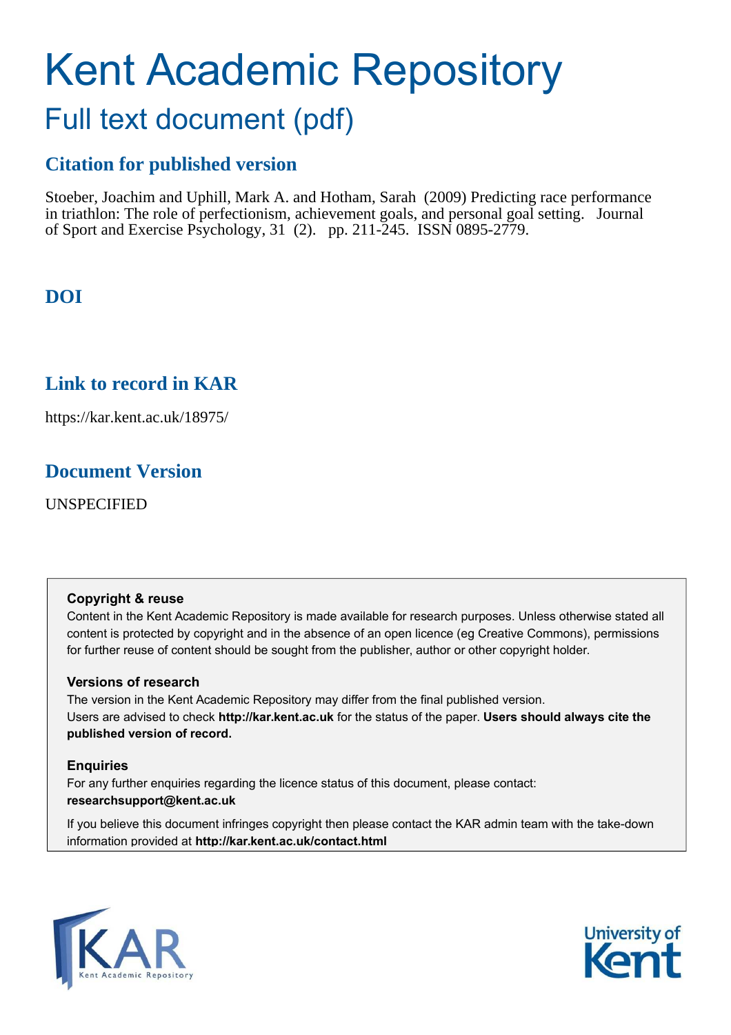# Kent Academic Repository

## Full text document (pdf)

### Citation for published version

Stoeber, Joachim and Uphill, Mark A. and Hotham, Sarah (2009) Predicting race performance in triathlon: The role of perfectionism, achievement goals, and personal goal setting. Journal of Sport and Exercise Psychology, 31 (2). pp. 211-245. ISSN 0895-2779.

### DOI

### Link to record in KAR

https://kar.kent.ac.uk/18975/

### Document Version

UNSPECIFIED

**Copyright & reuse**

Content in the Kent Academic Repository is made available for research purposes. Unless otherwise stated all content is protected by copyright and in the absence of an open licence (eg Creative Commons), permissions for further reuse of content should be sought from the publisher, author or other copyright holder.

**Versions of research**

The version in the Kent Academic Repository may differ from the final published version. Users are advised to check **http://kar.kent.ac.uk** for the status of the paper. **Users should always cite the published version of record.**

**Enquiries**

For any further enquiries regarding the licence status of this document, please contact: **researchsupport@kent.ac.uk**

If you believe this document infringes copyright then please contact the KAR admin team with the take-down information provided at **http://kar.kent.ac.uk/contact.html**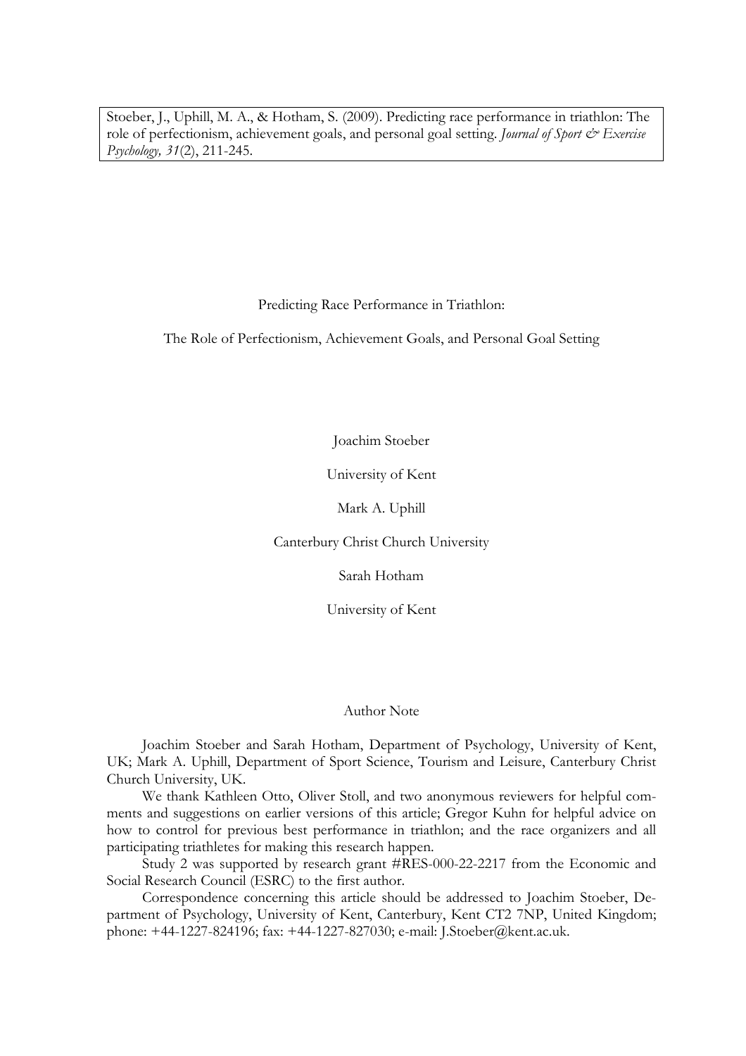Stoeber, J., Uphill, M. A., & Hotham, S. (2009). Predicting race performance in triathlon: The role of perfectionism, achievement goals, and personal goal setting. *Journal of Sport & Exercise Psychology, 31*(2), 211-245.

# Predicting Race Performance in Triathlon:

## The Role of Perfectionism, Achievement Goals, and Personal Goal Setting

Joachim Stoeber

University of Kent

Mark A. Uphill

Canterbury Christ Church University

Sarah Hotham

University of Kent

### Author Note

Joachim Stoeber and Sarah Hotham, Department of Psychology, University of Kent, UK; Mark A. Uphill, Department of Sport Science, Tourism and Leisure, Canterbury Christ Church University, UK.

We thank Kathleen Otto, Oliver Stoll, and two anonymous reviewers for helpful comments and suggestions on earlier versions of this article; Gregor Kuhn for helpful advice on how to control for previous best performance in triathlon; and the race organizers and all participating triathletes for making this research happen.

Study 2 was supported by research grant #RES-000-22-2217 from the Economic and Social Research Council (ESRC) to the first author.

Correspondence concerning this article should be addressed to Joachim Stoeber, Department of Psychology, University of Kent, Canterbury, Kent CT2 7NP, United Kingdom; phone: +44-1227-824196; fax: +44-1227-827030; e-mail: J.Stoeber@kent.ac.uk.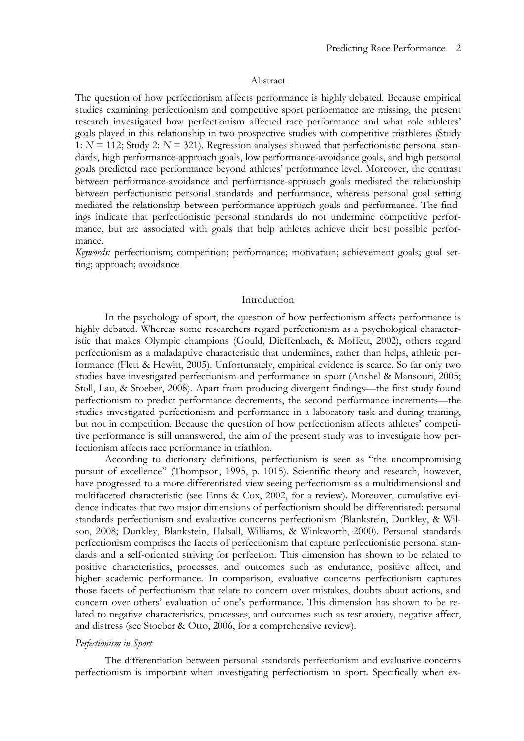## Abstract

The question of how perfectionism affects performance is highly debated. Because empirical studies examining perfectionism and competitive sport performance are missing, the present research investigated how perfectionism affected race performance and what role athletes' goals played in this relationship in two prospective studies with competitive triathletes (Study 1: $N = 112$; Study 2: $N = 321$). Regression analyses showed that perfectionistic personal standards, high performance-approach goals, low performance-avoidance goals, and high personal goals predicted race performance beyond athletes' performance level. Moreover, the contrast between performance-avoidance and performance-approach goals mediated the relationship between perfectionistic personal standards and performance, whereas personal goal setting mediated the relationship between performance-approach goals and performance. The findings indicate that perfectionistic personal standards do not undermine competitive performance, but are associated with goals that help athletes achieve their best possible performance.

*Keywords:* perfectionism; competition; performance; motivation; achievement goals; goal setting; approach; avoidance

## Introduction

In the psychology of sport, the question of how perfectionism affects performance is highly debated. Whereas some researchers regard perfectionism as a psychological characteristic that makes Olympic champions (Gould, Dieffenbach, & Moffett, 2002), others regard perfectionism as a maladaptive characteristic that undermines, rather than helps, athletic performance (Flett & Hewitt, 2005). Unfortunately, empirical evidence is scarce. So far only two studies have investigated perfectionism and performance in sport (Anshel & Mansouri, 2005; Stoll, Lau, & Stoeber, 2008). Apart from producing divergent findings—the first study found perfectionism to predict performance decrements, the second performance increments—the studies investigated perfectionism and performance in a laboratory task and during training, but not in competition. Because the question of how perfectionism affects athletes' competitive performance is still unanswered, the aim of the present study was to investigate how perfectionism affects race performance in triathlon.

According to dictionary definitions, perfectionism is seen as "the uncompromising pursuit of excellence" (Thompson, 1995, p. 1015). Scientific theory and research, however, have progressed to a more differentiated view seeing perfectionism as a multidimensional and multifaceted characteristic (see Enns & Cox, 2002, for a review). Moreover, cumulative evidence indicates that two major dimensions of perfectionism should be differentiated: personal standards perfectionism and evaluative concerns perfectionism (Blankstein, Dunkley, & Wilson, 2008; Dunkley, Blankstein, Halsall, Williams, & Winkworth, 2000). Personal standards perfectionism comprises the facets of perfectionism that capture perfectionistic personal standards and a self-oriented striving for perfection. This dimension has shown to be related to positive characteristics, processes, and outcomes such as endurance, positive affect, and higher academic performance. In comparison, evaluative concerns perfectionism captures those facets of perfectionism that relate to concern over mistakes, doubts about actions, and concern over others' evaluation of one's performance. This dimension has shown to be related to negative characteristics, processes, and outcomes such as test anxiety, negative affect, and distress (see Stoeber & Otto, 2006, for a comprehensive review).

### *Perfectionism in Sport*

The differentiation between personal standards perfectionism and evaluative concerns perfectionism is important when investigating perfectionism in sport. Specifically when ex-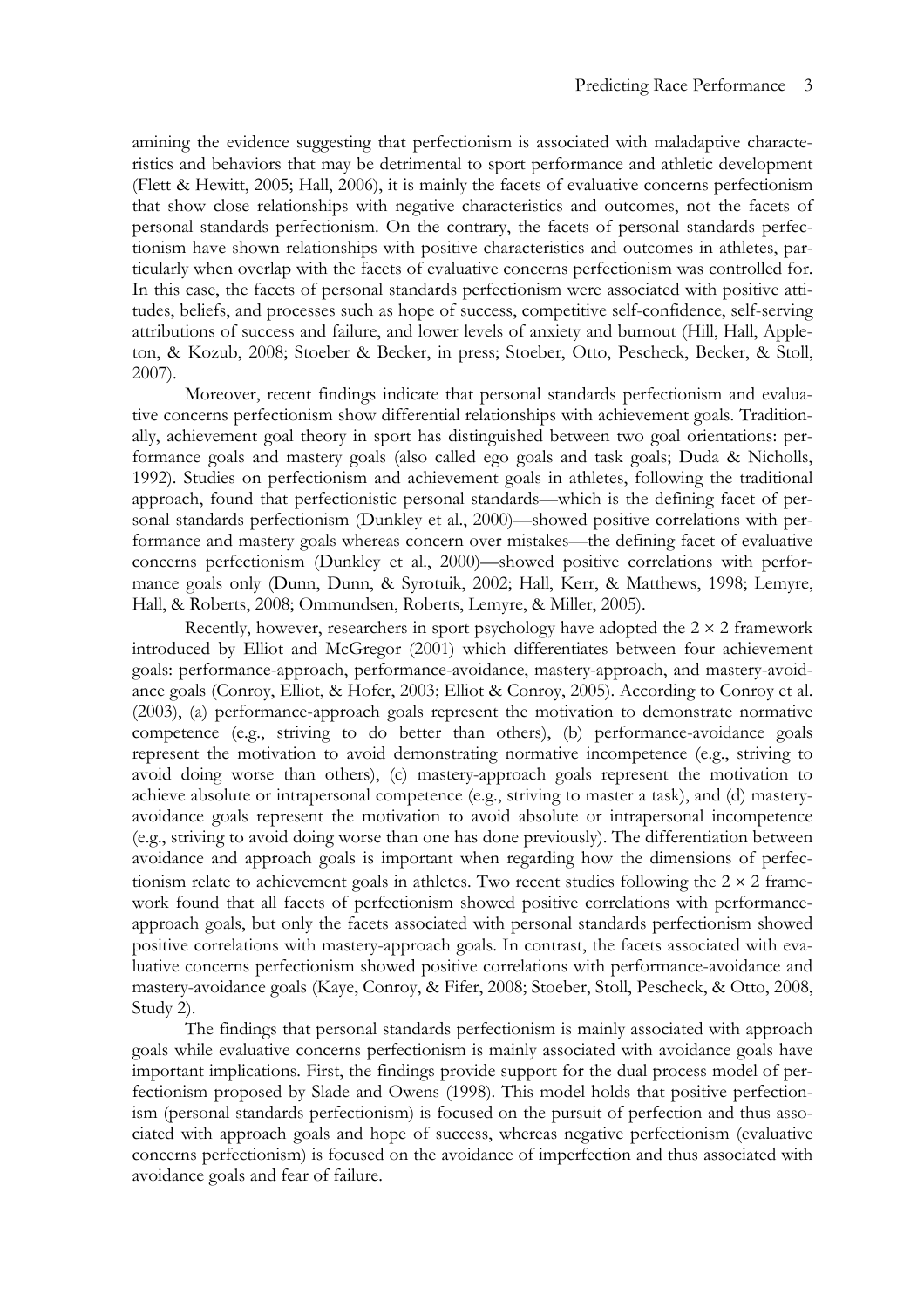amining the evidence suggesting that perfectionism is associated with maladaptive characteristics and behaviors that may be detrimental to sport performance and athletic development (Flett & Hewitt, 2005; Hall, 2006), it is mainly the facets of evaluative concerns perfectionism that show close relationships with negative characteristics and outcomes, not the facets of personal standards perfectionism. On the contrary, the facets of personal standards perfectionism have shown relationships with positive characteristics and outcomes in athletes, particularly when overlap with the facets of evaluative concerns perfectionism was controlled for. In this case, the facets of personal standards perfectionism were associated with positive attitudes, beliefs, and processes such as hope of success, competitive self-confidence, self-serving attributions of success and failure, and lower levels of anxiety and burnout (Hill, Hall, Appleton, & Kozub, 2008; Stoeber & Becker, in press; Stoeber, Otto, Pescheck, Becker, & Stoll, 2007).

Moreover, recent findings indicate that personal standards perfectionism and evaluative concerns perfectionism show differential relationships with achievement goals. Traditionally, achievement goal theory in sport has distinguished between two goal orientations: performance goals and mastery goals (also called ego goals and task goals; Duda & Nicholls, 1992). Studies on perfectionism and achievement goals in athletes, following the traditional approach, found that perfectionistic personal standards—which is the defining facet of personal standards perfectionism (Dunkley et al., 2000)—showed positive correlations with performance and mastery goals whereas concern over mistakes—the defining facet of evaluative concerns perfectionism (Dunkley et al., 2000)—showed positive correlations with performance goals only (Dunn, Dunn, & Syrotuik, 2002; Hall, Kerr, & Matthews, 1998; Lemyre, Hall, & Roberts, 2008; Ommundsen, Roberts, Lemyre, & Miller, 2005).

Recently, however, researchers in sport psychology have adopted the $2 \times 2$ framework introduced by Elliot and McGregor (2001) which differentiates between four achievement goals: performance-approach, performance-avoidance, mastery-approach, and mastery-avoidance goals (Conroy, Elliot, & Hofer, 2003; Elliot & Conroy, 2005). According to Conroy et al. (2003), (a) performance-approach goals represent the motivation to demonstrate normative competence (e.g., striving to do better than others), (b) performance-avoidance goals represent the motivation to avoid demonstrating normative incompetence (e.g., striving to avoid doing worse than others), (c) mastery-approach goals represent the motivation to achieve absolute or intrapersonal competence (e.g., striving to master a task), and (d) mastery-avoidance goals represent the motivation to avoid absolute or intrapersonal incompetence (e.g., striving to avoid doing worse than one has done previously). The differentiation between avoidance and approach goals is important when regarding how the dimensions of perfectionism relate to achievement goals in athletes. Two recent studies following the $2 \times 2$ framework found that all facets of perfectionism showed positive correlations with performance-approach goals, but only the facets associated with personal standards perfectionism showed positive correlations with mastery-approach goals. In contrast, the facets associated with evaluative concerns perfectionism showed positive correlations with performance-avoidance and mastery-avoidance goals (Kaye, Conroy, & Fifer, 2008; Stoeber, Stoll, Pescheck, & Otto, 2008, Study 2).

The findings that personal standards perfectionism is mainly associated with approach goals while evaluative concerns perfectionism is mainly associated with avoidance goals have important implications. First, the findings provide support for the dual process model of perfectionism proposed by Slade and Owens (1998). This model holds that positive perfectionism (personal standards perfectionism) is focused on the pursuit of perfection and thus associated with approach goals and hope of success, whereas negative perfectionism (evaluative concerns perfectionism) is focused on the avoidance of imperfection and thus associated with avoidance goals and fear of failure.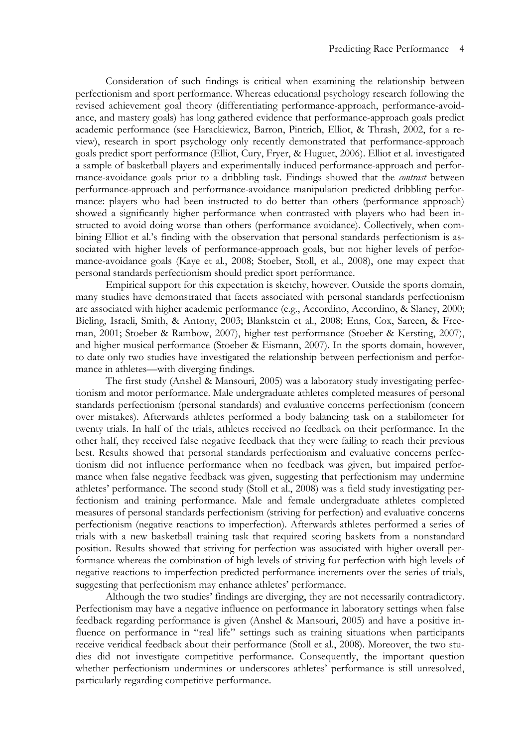Consideration of such findings is critical when examining the relationship between perfectionism and sport performance. Whereas educational psychology research following the revised achievement goal theory (differentiating performance-approach, performance-avoidance, and mastery goals) has long gathered evidence that performance-approach goals predict academic performance (see Harackiewicz, Barron, Pintrich, Elliot, & Thrash, 2002, for a review), research in sport psychology only recently demonstrated that performance-approach goals predict sport performance (Elliot, Cury, Fryer, & Huguet, 2006). Elliot et al. investigated a sample of basketball players and experimentally induced performance-approach and performance-avoidance goals prior to a dribbling task. Findings showed that the *contrast* between performance-approach and performance-avoidance manipulation predicted dribbling performance: players who had been instructed to do better than others (performance approach) showed a significantly higher performance when contrasted with players who had been instructed to avoid doing worse than others (performance avoidance). Collectively, when combining Elliot et al.'s finding with the observation that personal standards perfectionism is associated with higher levels of performance-approach goals, but not higher levels of performance-avoidance goals (Kaye et al., 2008; Stoeber, Stoll, et al., 2008), one may expect that personal standards perfectionism should predict sport performance.

Empirical support for this expectation is sketchy, however. Outside the sports domain, many studies have demonstrated that facets associated with personal standards perfectionism are associated with higher academic performance (e.g., Accordino, Accordino, & Slaney, 2000; Bieling, Israeli, Smith, & Antony, 2003; Blankstein et al., 2008; Enns, Cox, Sareen, & Freeman, 2001; Stoeber & Rambow, 2007), higher test performance (Stoeber & Kersting, 2007), and higher musical performance (Stoeber & Eismann, 2007). In the sports domain, however, to date only two studies have investigated the relationship between perfectionism and performance in athletes—with diverging findings.

The first study (Anshel & Mansouri, 2005) was a laboratory study investigating perfectionism and motor performance. Male undergraduate athletes completed measures of personal standards perfectionism (personal standards) and evaluative concerns perfectionism (concern over mistakes). Afterwards athletes performed a body balancing task on a stabilometer for twenty trials. In half of the trials, athletes received no feedback on their performance. In the other half, they received false negative feedback that they were failing to reach their previous best. Results showed that personal standards perfectionism and evaluative concerns perfectionism did not influence performance when no feedback was given, but impaired performance when false negative feedback was given, suggesting that perfectionism may undermine athletes' performance. The second study (Stoll et al., 2008) was a field study investigating perfectionism and training performance. Male and female undergraduate athletes completed measures of personal standards perfectionism (striving for perfection) and evaluative concerns perfectionism (negative reactions to imperfection). Afterwards athletes performed a series of trials with a new basketball training task that required scoring baskets from a nonstandard position. Results showed that striving for perfection was associated with higher overall performance whereas the combination of high levels of striving for perfection with high levels of negative reactions to imperfection predicted performance increments over the series of trials, suggesting that perfectionism may enhance athletes' performance.

Although the two studies' findings are diverging, they are not necessarily contradictory. Perfectionism may have a negative influence on performance in laboratory settings when false feedback regarding performance is given (Anshel & Mansouri, 2005) and have a positive influence on performance in "real life" settings such as training situations when participants receive veridical feedback about their performance (Stoll et al., 2008). Moreover, the two studies did not investigate competitive performance. Consequently, the important question whether perfectionism undermines or underscores athletes' performance is still unresolved, particularly regarding competitive performance.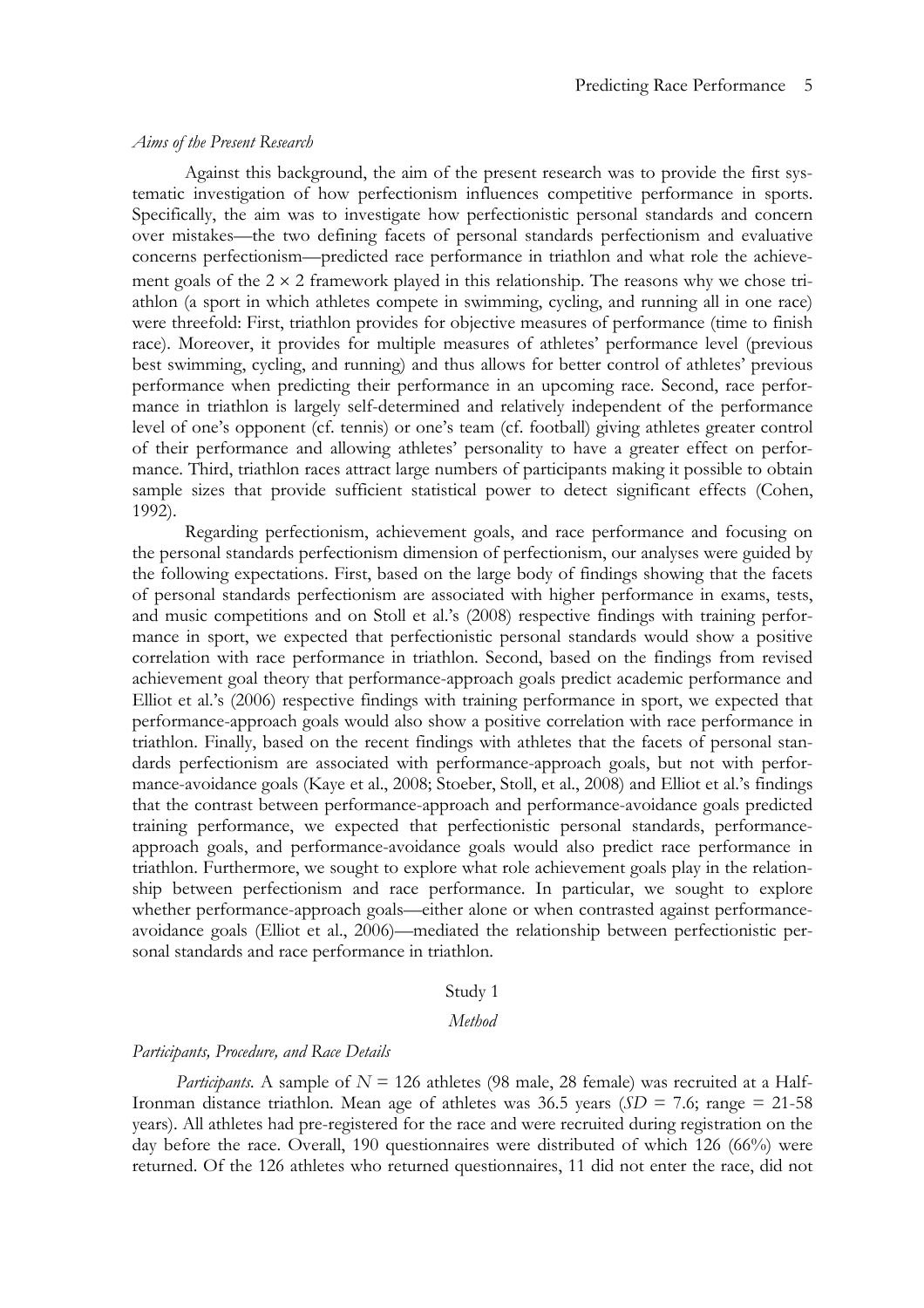*Aims of the Present Research*

Against this background, the aim of the present research was to provide the first systematic investigation of how perfectionism influences competitive performance in sports. Specifically, the aim was to investigate how perfectionistic personal standards and concern over mistakes—the two defining facets of personal standards perfectionism and evaluative concerns perfectionism—predicted race performance in triathlon and what role the achievement goals of the 2 × 2 framework played in this relationship. The reasons why we chose triathlon (a sport in which athletes compete in swimming, cycling, and running all in one race) were threefold: First, triathlon provides for objective measures of performance (time to finish race). Moreover, it provides for multiple measures of athletes' performance level (previous best swimming, cycling, and running) and thus allows for better control of athletes' previous performance when predicting their performance in an upcoming race. Second, race performance in triathlon is largely self-determined and relatively independent of the performance level of one's opponent (cf. tennis) or one's team (cf. football) giving athletes greater control of their performance and allowing athletes' personality to have a greater effect on performance. Third, triathlon races attract large numbers of participants making it possible to obtain sample sizes that provide sufficient statistical power to detect significant effects (Cohen, 1992).

Regarding perfectionism, achievement goals, and race performance and focusing on the personal standards perfectionism dimension of perfectionism, our analyses were guided by the following expectations. First, based on the large body of findings showing that the facets of personal standards perfectionism are associated with higher performance in exams, tests, and music competitions and on Stoll et al.'s (2008) respective findings with training performance in sport, we expected that perfectionistic personal standards would show a positive correlation with race performance in triathlon. Second, based on the findings from revised achievement goal theory that performance-approach goals predict academic performance and Elliot et al.'s (2006) respective findings with training performance in sport, we expected that performance-approach goals would also show a positive correlation with race performance in triathlon. Finally, based on the recent findings with athletes that the facets of personal standards perfectionism are associated with performance-approach goals, but not with performance-avoidance goals (Kaye et al., 2008; Stoeber, Stoll, et al., 2008) and Elliot et al.'s findings that the contrast between performance-approach and performance-avoidance goals predicted training performance, we expected that perfectionistic personal standards, performance-approach goals, and performance-avoidance goals would also predict race performance in triathlon. Furthermore, we sought to explore what role achievement goals play in the relationship between perfectionism and race performance. In particular, we sought to explore whether performance-approach goals—either alone or when contrasted against performance-avoidance goals (Elliot et al., 2006)—mediated the relationship between perfectionistic personal standards and race performance in triathlon.

## Study 1

### *Method*

#### *Participants, Procedure, and Race Details*

*Participants.* A sample of $N = 126$ athletes (98 male, 28 female) was recruited at a Half-Ironman distance triathlon. Mean age of athletes was 36.5 years ($SD = 7.6$; range = 21-58 years). All athletes had pre-registered for the race and were recruited during registration on the day before the race. Overall, 190 questionnaires were distributed of which 126 (66%) were returned. Of the 126 athletes who returned questionnaires, 11 did not enter the race, did not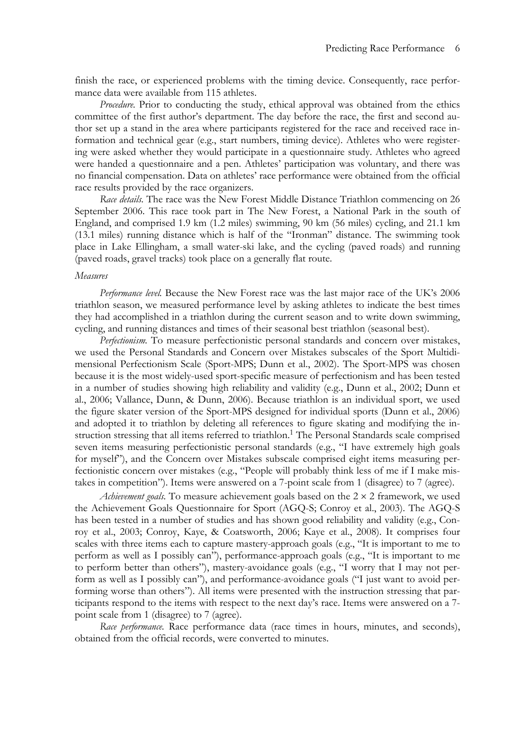finish the race, or experienced problems with the timing device. Consequently, race performance data were available from 115 athletes.

*Procedure.* Prior to conducting the study, ethical approval was obtained from the ethics committee of the first author's department. The day before the race, the first and second author set up a stand in the area where participants registered for the race and received race information and technical gear (e.g., start numbers, timing device). Athletes who were registering were asked whether they would participate in a questionnaire study. Athletes who agreed were handed a questionnaire and a pen. Athletes' participation was voluntary, and there was no financial compensation. Data on athletes' race performance were obtained from the official race results provided by the race organizers.

*Race details.* The race was the New Forest Middle Distance Triathlon commencing on 26 September 2006. This race took part in The New Forest, a National Park in the south of England, and comprised 1.9 km (1.2 miles) swimming, 90 km (56 miles) cycling, and 21.1 km (13.1 miles) running distance which is half of the "Ironman" distance. The swimming took place in Lake Ellingham, a small water-ski lake, and the cycling (paved roads) and running (paved roads, gravel tracks) took place on a generally flat route.

### *Measures*

*Performance level.* Because the New Forest race was the last major race of the UK's 2006 triathlon season, we measured performance level by asking athletes to indicate the best times they had accomplished in a triathlon during the current season and to write down swimming, cycling, and running distances and times of their seasonal best triathlon (seasonal best).

*Perfectionism.* To measure perfectionistic personal standards and concern over mistakes, we used the Personal Standards and Concern over Mistakes subscales of the Sport Multidimensional Perfectionism Scale (Sport-MPS; Dunn et al., 2002). The Sport-MPS was chosen because it is the most widely-used sport-specific measure of perfectionism and has been tested in a number of studies showing high reliability and validity (e.g., Dunn et al., 2002; Dunn et al., 2006; Vallance, Dunn, & Dunn, 2006). Because triathlon is an individual sport, we used the figure skater version of the Sport-MPS designed for individual sports (Dunn et al., 2006) and adopted it to triathlon by deleting all references to figure skating and modifying the instruction stressing that all items referred to triathlon.[1] The Personal Standards scale comprised seven items measuring perfectionistic personal standards (e.g., "I have extremely high goals for myself"), and the Concern over Mistakes subscale comprised eight items measuring perfectionistic concern over mistakes (e.g., "People will probably think less of me if I make mistakes in competition"). Items were answered on a 7-point scale from 1 (disagree) to 7 (agree).

*Achievement goals.* To measure achievement goals based on the 2 × 2 framework, we used the Achievement Goals Questionnaire for Sport (AGQ-S; Conroy et al., 2003). The AGQ-S has been tested in a number of studies and has shown good reliability and validity (e.g., Conroy et al., 2003; Conroy, Kaye, & Coatsworth, 2006; Kaye et al., 2008). It comprises four scales with three items each to capture mastery-approach goals (e.g., "It is important to me to perform as well as I possibly can"), performance-approach goals (e.g., "It is important to me to perform better than others"), mastery-avoidance goals (e.g., "I worry that I may not perform as well as I possibly can"), and performance-avoidance goals ("I just want to avoid performing worse than others"). All items were presented with the instruction stressing that participants respond to the items with respect to the next day's race. Items were answered on a 7-point scale from 1 (disagree) to 7 (agree).

*Race performance.* Race performance data (race times in hours, minutes, and seconds), obtained from the official records, were converted to minutes.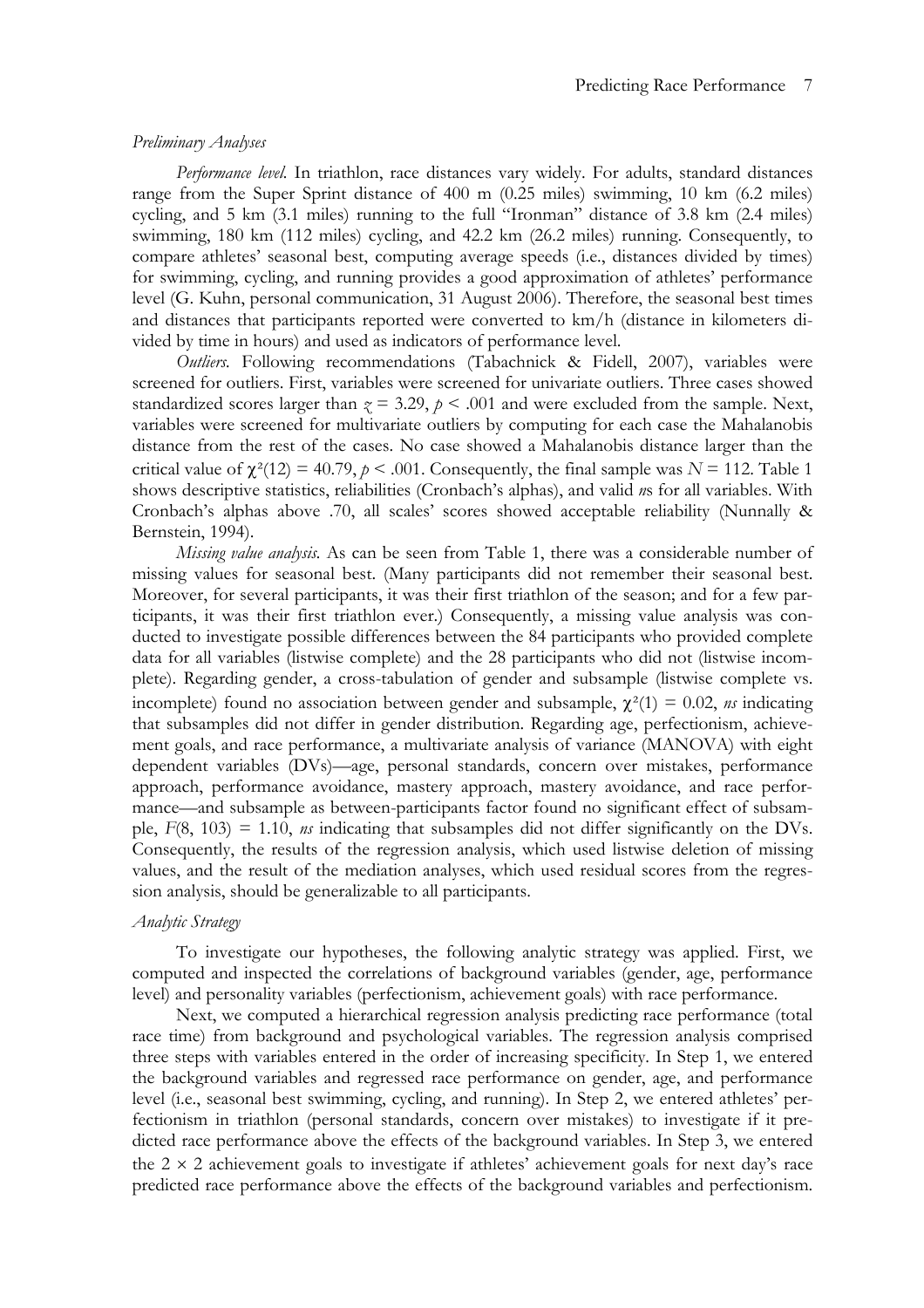### *Preliminary Analyses*

*Performance level.* In triathlon, race distances vary widely. For adults, standard distances range from the Super Sprint distance of 400 m (0.25 miles) swimming, 10 km (6.2 miles) cycling, and 5 km (3.1 miles) running to the full "Ironman" distance of 3.8 km (2.4 miles) swimming, 180 km (112 miles) cycling, and 42.2 km (26.2 miles) running. Consequently, to compare athletes' seasonal best, computing average speeds (i.e., distances divided by times) for swimming, cycling, and running provides a good approximation of athletes' performance level (G. Kuhn, personal communication, 31 August 2006). Therefore, the seasonal best times and distances that participants reported were converted to km/h (distance in kilometers divided by time in hours) and used as indicators of performance level.

*Outliers.* Following recommendations (Tabachnick & Fidell, 2007), variables were screened for outliers. First, variables were screened for univariate outliers. Three cases showed standardized scores larger than $z = 3.29$, $p < .001$ and were excluded from the sample. Next, variables were screened for multivariate outliers by computing for each case the Mahalanobis distance from the rest of the cases. No case showed a Mahalanobis distance larger than the critical value of $\chi^2(12) = 40.79$, $p < .001$. Consequently, the final sample was $N = 112$. Table 1 shows descriptive statistics, reliabilities (Cronbach's alphas), and valid *n*s for all variables. With Cronbach's alphas above .70, all scales' scores showed acceptable reliability (Nunnally & Bernstein, 1994).

*Missing value analysis.* As can be seen from Table 1, there was a considerable number of missing values for seasonal best. (Many participants did not remember their seasonal best. Moreover, for several participants, it was their first triathlon of the season; and for a few participants, it was their first triathlon ever.) Consequently, a missing value analysis was conducted to investigate possible differences between the 84 participants who provided complete data for all variables (listwise complete) and the 28 participants who did not (listwise incomplete). Regarding gender, a cross-tabulation of gender and subsample (listwise complete vs. incomplete) found no association between gender and subsample, $\chi^2(1) = 0.02$, *ns* indicating that subsamples did not differ in gender distribution. Regarding age, perfectionism, achievement goals, and race performance, a multivariate analysis of variance (MANOVA) with eight dependent variables (DVs)—age, personal standards, concern over mistakes, performance approach, performance avoidance, mastery approach, mastery avoidance, and race performance—and subsample as between-participants factor found no significant effect of subsample, $F(8, 103) = 1.10$, *ns* indicating that subsamples did not differ significantly on the DVs. Consequently, the results of the regression analysis, which used listwise deletion of missing values, and the result of the mediation analyses, which used residual scores from the regression analysis, should be generalizable to all participants.

### *Analytic Strategy*

To investigate our hypotheses, the following analytic strategy was applied. First, we computed and inspected the correlations of background variables (gender, age, performance level) and personality variables (perfectionism, achievement goals) with race performance.

Next, we computed a hierarchical regression analysis predicting race performance (total race time) from background and psychological variables. The regression analysis comprised three steps with variables entered in the order of increasing specificity. In Step 1, we entered the background variables and regressed race performance on gender, age, and performance level (i.e., seasonal best swimming, cycling, and running). In Step 2, we entered athletes' perfectionism in triathlon (personal standards, concern over mistakes) to investigate if it predicted race performance above the effects of the background variables. In Step 3, we entered the $2 \times 2$ achievement goals to investigate if athletes' achievement goals for next day's race predicted race performance above the effects of the background variables and perfectionism.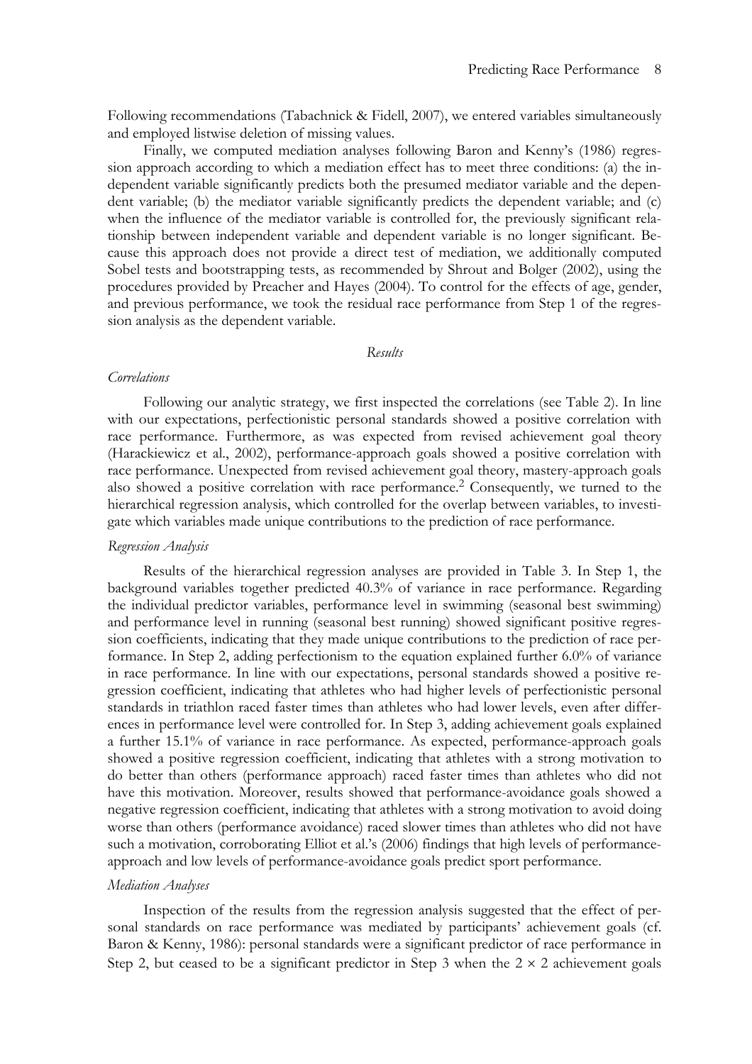Following recommendations (Tabachnick & Fidell, 2007), we entered variables simultaneously and employed listwise deletion of missing values.

Finally, we computed mediation analyses following Baron and Kenny's (1986) regression approach according to which a mediation effect has to meet three conditions: (a) the independent variable significantly predicts both the presumed mediator variable and the dependent variable; (b) the mediator variable significantly predicts the dependent variable; and (c) when the influence of the mediator variable is controlled for, the previously significant relationship between independent variable and dependent variable is no longer significant. Because this approach does not provide a direct test of mediation, we additionally computed Sobel tests and bootstrapping tests, as recommended by Shrout and Bolger (2002), using the procedures provided by Preacher and Hayes (2004). To control for the effects of age, gender, and previous performance, we took the residual race performance from Step 1 of the regression analysis as the dependent variable.

## *Results*

### *Correlations*

Following our analytic strategy, we first inspected the correlations (see Table 2). In line with our expectations, perfectionistic personal standards showed a positive correlation with race performance. Furthermore, as was expected from revised achievement goal theory (Harackiewicz et al., 2002), performance-approach goals showed a positive correlation with race performance. Unexpected from revised achievement goal theory, mastery-approach goals also showed a positive correlation with race performance.[2] Consequently, we turned to the hierarchical regression analysis, which controlled for the overlap between variables, to investigate which variables made unique contributions to the prediction of race performance.

### *Regression Analysis*

Results of the hierarchical regression analyses are provided in Table 3. In Step 1, the background variables together predicted 40.3% of variance in race performance. Regarding the individual predictor variables, performance level in swimming (seasonal best swimming) and performance level in running (seasonal best running) showed significant positive regression coefficients, indicating that they made unique contributions to the prediction of race performance. In Step 2, adding perfectionism to the equation explained further 6.0% of variance in race performance. In line with our expectations, personal standards showed a positive regression coefficient, indicating that athletes who had higher levels of perfectionistic personal standards in triathlon raced faster times than athletes who had lower levels, even after differences in performance level were controlled for. In Step 3, adding achievement goals explained a further 15.1% of variance in race performance. As expected, performance-approach goals showed a positive regression coefficient, indicating that athletes with a strong motivation to do better than others (performance approach) raced faster times than athletes who did not have this motivation. Moreover, results showed that performance-avoidance goals showed a negative regression coefficient, indicating that athletes with a strong motivation to avoid doing worse than others (performance avoidance) raced slower times than athletes who did not have such a motivation, corroborating Elliot et al.'s (2006) findings that high levels of performance-approach and low levels of performance-avoidance goals predict sport performance.

### *Mediation Analyses*

Inspection of the results from the regression analysis suggested that the effect of personal standards on race performance was mediated by participants' achievement goals (cf. Baron & Kenny, 1986): personal standards were a significant predictor of race performance in Step 2, but ceased to be a significant predictor in Step 3 when the $2 \times 2$ achievement goals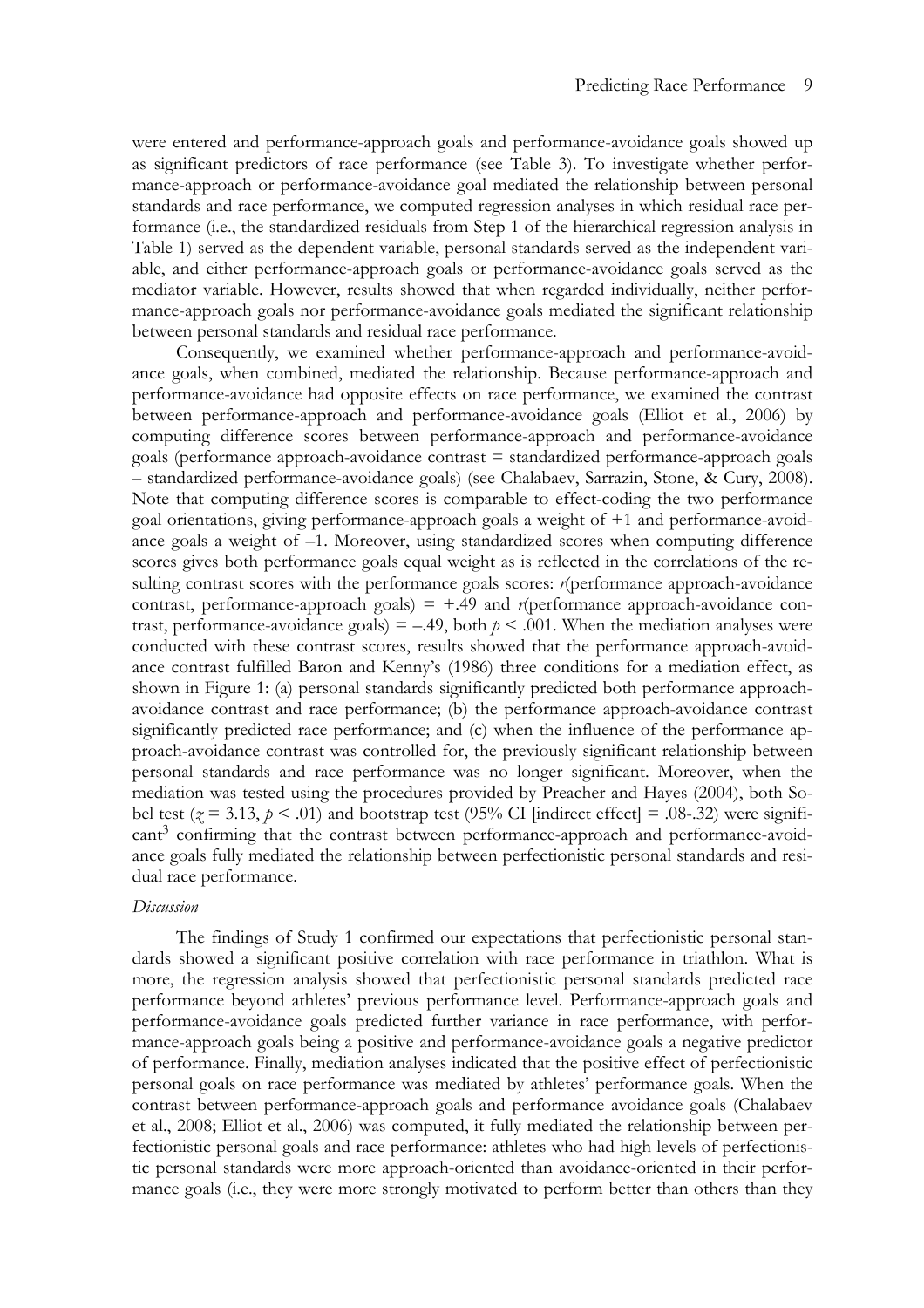were entered and performance-approach goals and performance-avoidance goals showed up as significant predictors of race performance (see Table 3). To investigate whether performance-approach or performance-avoidance goal mediated the relationship between personal standards and race performance, we computed regression analyses in which residual race performance (i.e., the standardized residuals from Step 1 of the hierarchical regression analysis in Table 1) served as the dependent variable, personal standards served as the independent variable, and either performance-approach goals or performance-avoidance goals served as the mediator variable. However, results showed that when regarded individually, neither performance-approach goals nor performance-avoidance goals mediated the significant relationship between personal standards and residual race performance.

Consequently, we examined whether performance-approach and performance-avoidance goals, when combined, mediated the relationship. Because performance-approach and performance-avoidance had opposite effects on race performance, we examined the contrast between performance-approach and performance-avoidance goals (Elliot et al., 2006) by computing difference scores between performance-approach and performance-avoidance goals (performance approach-avoidance contrast = standardized performance-approach goals – standardized performance-avoidance goals) (see Chalabaev, Sarrazin, Stone, & Cury, 2008). Note that computing difference scores is comparable to effect-coding the two performance goal orientations, giving performance-approach goals a weight of +1 and performance-avoidance goals a weight of –1. Moreover, using standardized scores when computing difference scores gives both performance goals equal weight as is reflected in the correlations of the resulting contrast scores with the performance goals scores: *r*(performance approach-avoidance contrast, performance-approach goals) = +.49 and *r*(performance approach-avoidance contrast, performance-avoidance goals) = –.49, both $p < .001$. When the mediation analyses were conducted with these contrast scores, results showed that the performance approach-avoidance contrast fulfilled Baron and Kenny's (1986) three conditions for a mediation effect, as shown in Figure 1: (a) personal standards significantly predicted both performance approach-avoidance contrast and race performance; (b) the performance approach-avoidance contrast significantly predicted race performance; and (c) when the influence of the performance approach-avoidance contrast was controlled for, the previously significant relationship between personal standards and race performance was no longer significant. Moreover, when the mediation was tested using the procedures provided by Preacher and Hayes (2004), both Sobel test ($z = 3.13$, $p < .01$) and bootstrap test (95% CI [indirect effect] = .08-.32) were significant[3] confirming that the contrast between performance-approach and performance-avoidance goals fully mediated the relationship between perfectionistic personal standards and residual race performance.

*Discussion*

The findings of Study 1 confirmed our expectations that perfectionistic personal standards showed a significant positive correlation with race performance in triathlon. What is more, the regression analysis showed that perfectionistic personal standards predicted race performance beyond athletes' previous performance level. Performance-approach goals and performance-avoidance goals predicted further variance in race performance, with performance-approach goals being a positive and performance-avoidance goals a negative predictor of performance. Finally, mediation analyses indicated that the positive effect of perfectionistic personal goals on race performance was mediated by athletes' performance goals. When the contrast between performance-approach goals and performance avoidance goals (Chalabaev et al., 2008; Elliot et al., 2006) was computed, it fully mediated the relationship between perfectionistic personal goals and race performance: athletes who had high levels of perfectionistic personal standards were more approach-oriented than avoidance-oriented in their performance goals (i.e., they were more strongly motivated to perform better than others than they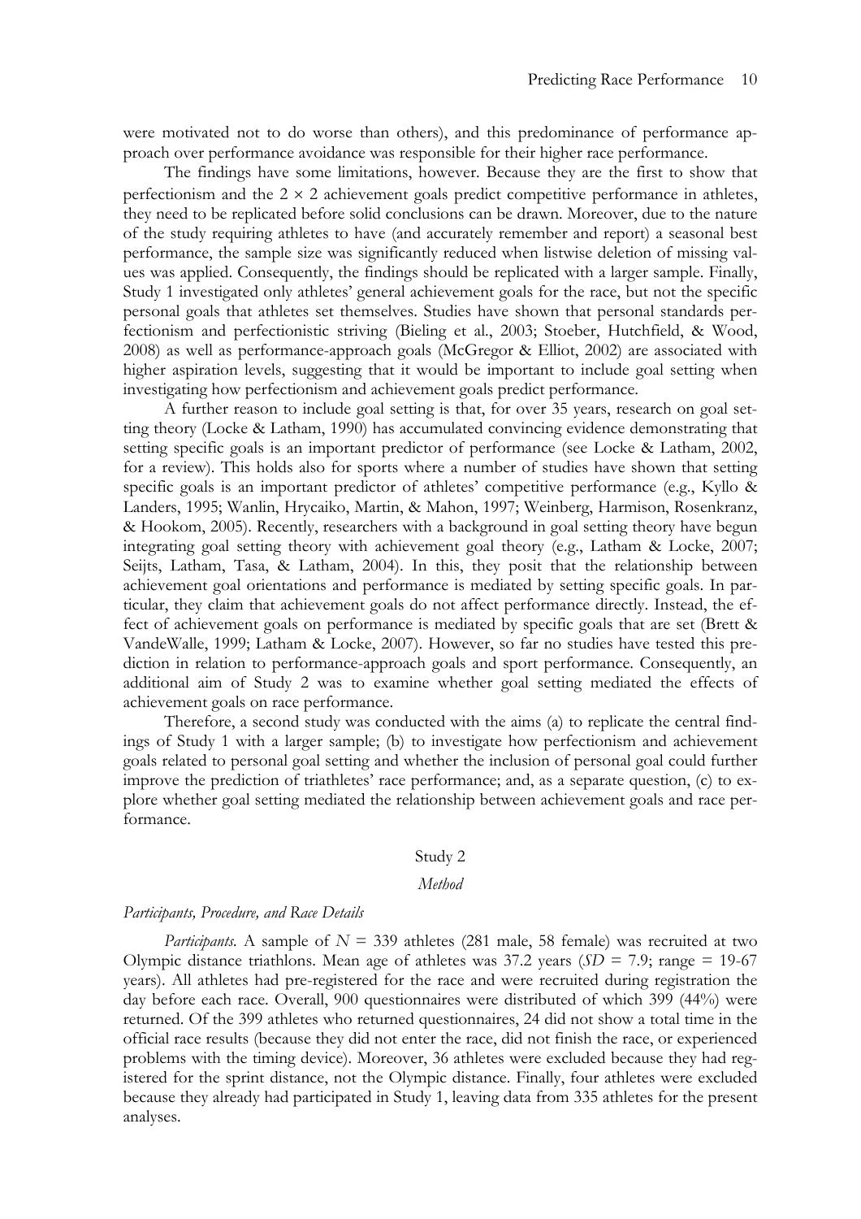were motivated not to do worse than others), and this predominance of performance approach over performance avoidance was responsible for their higher race performance.

The findings have some limitations, however. Because they are the first to show that perfectionism and the $2 \times 2$ achievement goals predict competitive performance in athletes, they need to be replicated before solid conclusions can be drawn. Moreover, due to the nature of the study requiring athletes to have (and accurately remember and report) a seasonal best performance, the sample size was significantly reduced when listwise deletion of missing values was applied. Consequently, the findings should be replicated with a larger sample. Finally, Study 1 investigated only athletes' general achievement goals for the race, but not the specific personal goals that athletes set themselves. Studies have shown that personal standards perfectionism and perfectionistic striving (Bieling et al., 2003; Stoeber, Hutchfield, & Wood, 2008) as well as performance-approach goals (McGregor & Elliot, 2002) are associated with higher aspiration levels, suggesting that it would be important to include goal setting when investigating how perfectionism and achievement goals predict performance.

A further reason to include goal setting is that, for over 35 years, research on goal setting theory (Locke & Latham, 1990) has accumulated convincing evidence demonstrating that setting specific goals is an important predictor of performance (see Locke & Latham, 2002, for a review). This holds also for sports where a number of studies have shown that setting specific goals is an important predictor of athletes' competitive performance (e.g., Kyllo & Landers, 1995; Wanlin, Hrycaiko, Martin, & Mahon, 1997; Weinberg, Harmison, Rosenkranz, & Hookom, 2005). Recently, researchers with a background in goal setting theory have begun integrating goal setting theory with achievement goal theory (e.g., Latham & Locke, 2007; Seijts, Latham, Tasa, & Latham, 2004). In this, they posit that the relationship between achievement goal orientations and performance is mediated by setting specific goals. In particular, they claim that achievement goals do not affect performance directly. Instead, the effect of achievement goals on performance is mediated by specific goals that are set (Brett & VandeWalle, 1999; Latham & Locke, 2007). However, so far no studies have tested this prediction in relation to performance-approach goals and sport performance. Consequently, an additional aim of Study 2 was to examine whether goal setting mediated the effects of achievement goals on race performance.

Therefore, a second study was conducted with the aims (a) to replicate the central findings of Study 1 with a larger sample; (b) to investigate how perfectionism and achievement goals related to personal goal setting and whether the inclusion of personal goal could further improve the prediction of triathletes' race performance; and, as a separate question, (c) to explore whether goal setting mediated the relationship between achievement goals and race performance.

## Study 2

### *Method*

#### *Participants, Procedure, and Race Details*

*Participants.* A sample of $N = 339$ athletes (281 male, 58 female) was recruited at two Olympic distance triathlons. Mean age of athletes was 37.2 years ($SD = 7.9$; range = 19-67 years). All athletes had pre-registered for the race and were recruited during registration the day before each race. Overall, 900 questionnaires were distributed of which 399 (44%) were returned. Of the 399 athletes who returned questionnaires, 24 did not show a total time in the official race results (because they did not enter the race, did not finish the race, or experienced problems with the timing device). Moreover, 36 athletes were excluded because they had registered for the sprint distance, not the Olympic distance. Finally, four athletes were excluded because they already had participated in Study 1, leaving data from 335 athletes for the present analyses.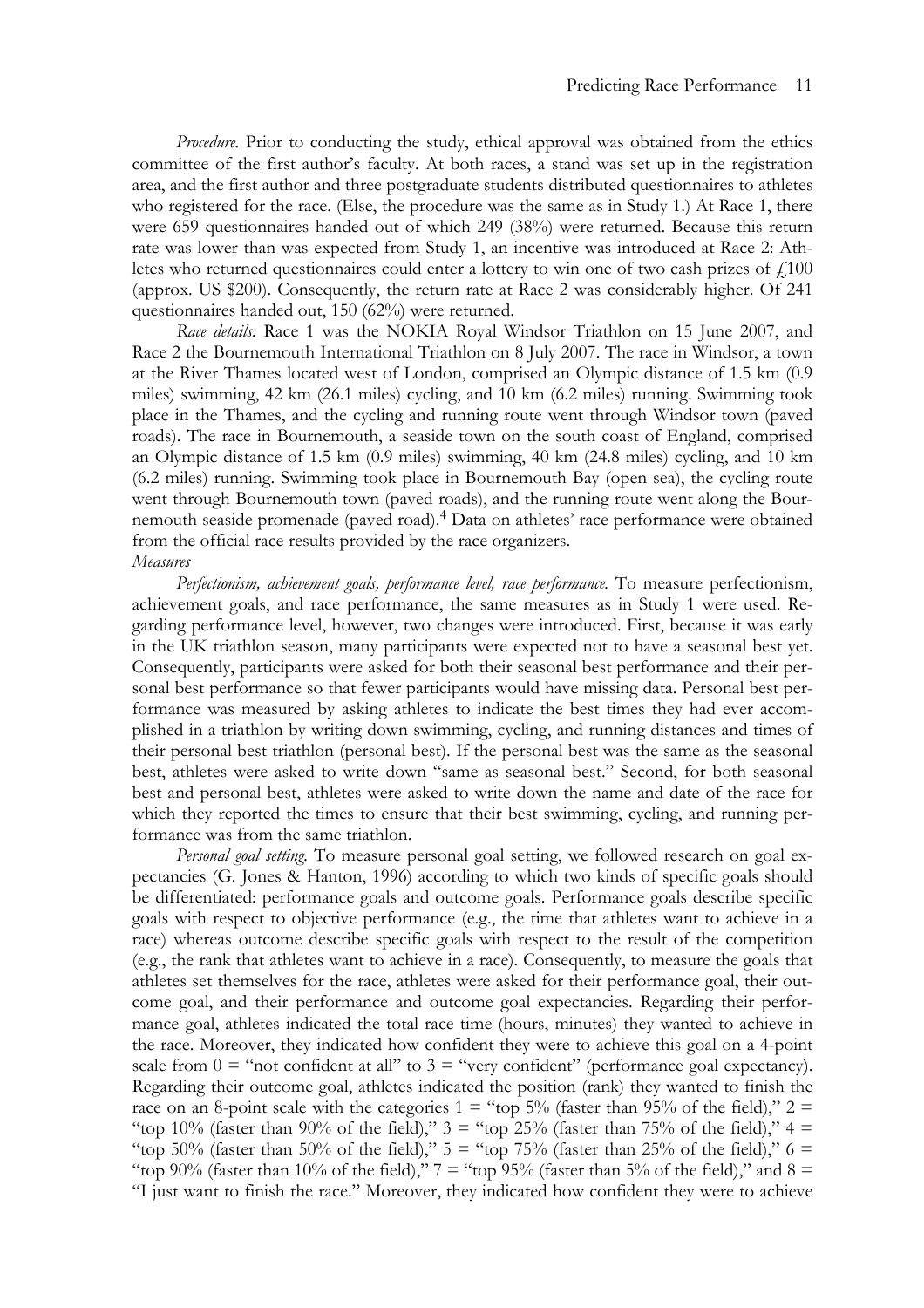*Procedure.* Prior to conducting the study, ethical approval was obtained from the ethics committee of the first author's faculty. At both races, a stand was set up in the registration area, and the first author and three postgraduate students distributed questionnaires to athletes who registered for the race. (Else, the procedure was the same as in Study 1.) At Race 1, there were 659 questionnaires handed out of which 249 (38%) were returned. Because this return rate was lower than was expected from Study 1, an incentive was introduced at Race 2: Athletes who returned questionnaires could enter a lottery to win one of two cash prizes of £100 (approx. US $200). Consequently, the return rate at Race 2 was considerably higher. Of 241 questionnaires handed out, 150 (62%) were returned.

*Race details.* Race 1 was the NOKIA Royal Windsor Triathlon on 15 June 2007, and Race 2 the Bournemouth International Triathlon on 8 July 2007. The race in Windsor, a town at the River Thames located west of London, comprised an Olympic distance of 1.5 km (0.9 miles) swimming, 42 km (26.1 miles) cycling, and 10 km (6.2 miles) running. Swimming took place in the Thames, and the cycling and running route went through Windsor town (paved roads). The race in Bournemouth, a seaside town on the south coast of England, comprised an Olympic distance of 1.5 km (0.9 miles) swimming, 40 km (24.8 miles) cycling, and 10 km (6.2 miles) running. Swimming took place in Bournemouth Bay (open sea), the cycling route went through Bournemouth town (paved roads), and the running route went along the Bournemouth seaside promenade (paved road).[4] Data on athletes' race performance were obtained from the official race results provided by the race organizers.

*Measures*

*Perfectionism, achievement goals, performance level, race performance.* To measure perfectionism, achievement goals, and race performance, the same measures as in Study 1 were used. Regarding performance level, however, two changes were introduced. First, because it was early in the UK triathlon season, many participants were expected not to have a seasonal best yet. Consequently, participants were asked for both their seasonal best performance and their personal best performance so that fewer participants would have missing data. Personal best performance was measured by asking athletes to indicate the best times they had ever accomplished in a triathlon by writing down swimming, cycling, and running distances and times of their personal best triathlon (personal best). If the personal best was the same as the seasonal best, athletes were asked to write down "same as seasonal best." Second, for both seasonal best and personal best, athletes were asked to write down the name and date of the race for which they reported the times to ensure that their best swimming, cycling, and running performance was from the same triathlon.

*Personal goal setting.* To measure personal goal setting, we followed research on goal expectancies (G. Jones & Hanton, 1996) according to which two kinds of specific goals should be differentiated: performance goals and outcome goals. Performance goals describe specific goals with respect to objective performance (e.g., the time that athletes want to achieve in a race) whereas outcome describe specific goals with respect to the result of the competition (e.g., the rank that athletes want to achieve in a race). Consequently, to measure the goals that athletes set themselves for the race, athletes were asked for their performance goal, their outcome goal, and their performance and outcome goal expectancies. Regarding their performance goal, athletes indicated the total race time (hours, minutes) they wanted to achieve in the race. Moreover, they indicated how confident they were to achieve this goal on a 4-point scale from 0 = "not confident at all" to 3 = "very confident" (performance goal expectancy). Regarding their outcome goal, athletes indicated the position (rank) they wanted to finish the race on an 8-point scale with the categories 1 = "top 5% (faster than 95% of the field)," 2 = "top 10% (faster than 90% of the field)," 3 = "top 25% (faster than 75% of the field)," 4 = "top 50% (faster than 50% of the field)," 5 = "top 75% (faster than 25% of the field)," 6 = "top 90% (faster than 10% of the field)," 7 = "top 95% (faster than 5% of the field)," and 8 = "I just want to finish the race." Moreover, they indicated how confident they were to achieve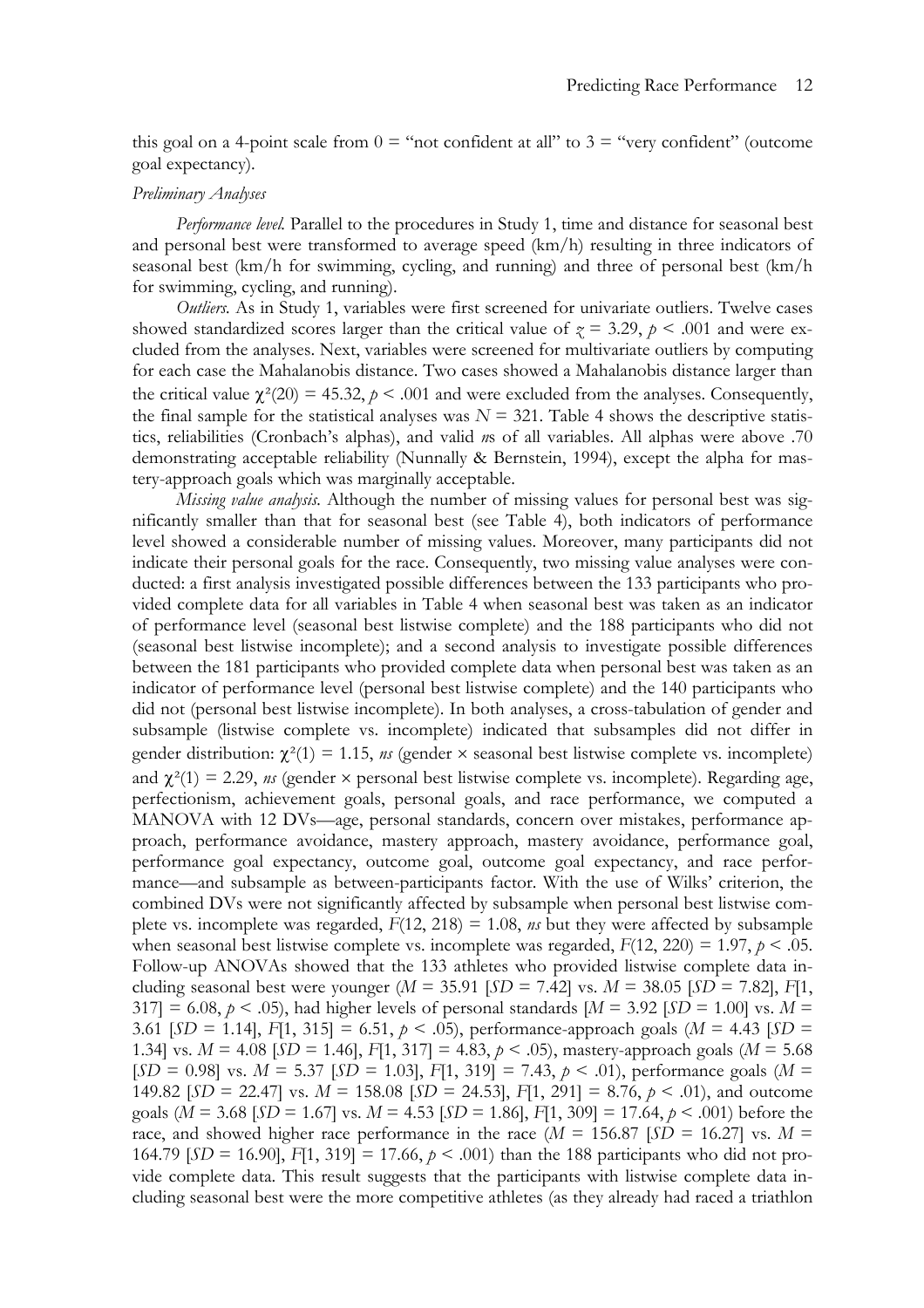this goal on a 4-point scale from 0 = "not confident at all" to 3 = "very confident" (outcome goal expectancy).

*Preliminary Analyses*

*Performance level.* Parallel to the procedures in Study 1, time and distance for seasonal best and personal best were transformed to average speed (km/h) resulting in three indicators of seasonal best (km/h for swimming, cycling, and running) and three of personal best (km/h for swimming, cycling, and running).

*Outliers.* As in Study 1, variables were first screened for univariate outliers. Twelve cases showed standardized scores larger than the critical value of $z = 3.29$, $p < .001$ and were excluded from the analyses. Next, variables were screened for multivariate outliers by computing for each case the Mahalanobis distance. Two cases showed a Mahalanobis distance larger than the critical value $\chi^2(20) = 45.32$, $p < .001$ and were excluded from the analyses. Consequently, the final sample for the statistical analyses was $N = 321$. Table 4 shows the descriptive statistics, reliabilities (Cronbach's alphas), and valid *n*s of all variables. All alphas were above .70 demonstrating acceptable reliability (Nunnally & Bernstein, 1994), except the alpha for mastery-approach goals which was marginally acceptable.

*Missing value analysis.* Although the number of missing values for personal best was significantly smaller than that for seasonal best (see Table 4), both indicators of performance level showed a considerable number of missing values. Moreover, many participants did not indicate their personal goals for the race. Consequently, two missing value analyses were conducted: a first analysis investigated possible differences between the 133 participants who provided complete data for all variables in Table 4 when seasonal best was taken as an indicator of performance level (seasonal best listwise complete) and the 188 participants who did not (seasonal best listwise incomplete); and a second analysis to investigate possible differences between the 181 participants who provided complete data when personal best was taken as an indicator of performance level (personal best listwise complete) and the 140 participants who did not (personal best listwise incomplete). In both analyses, a cross-tabulation of gender and subsample (listwise complete vs. incomplete) indicated that subsamples did not differ in gender distribution: $\chi^2(1) = 1.15$, *ns* (gender × seasonal best listwise complete vs. incomplete) and $\chi^2(1) = 2.29$, *ns* (gender × personal best listwise complete vs. incomplete). Regarding age, perfectionism, achievement goals, personal goals, and race performance, we computed a MANOVA with 12 DVs—age, personal standards, concern over mistakes, performance approach, performance avoidance, mastery approach, mastery avoidance, performance goal, performance goal expectancy, outcome goal, outcome goal expectancy, and race performance—and subsample as between-participants factor. With the use of Wilks' criterion, the combined DVs were not significantly affected by subsample when personal best listwise complete vs. incomplete was regarded, $F(12, 218) = 1.08$, *ns* but they were affected by subsample when seasonal best listwise complete vs. incomplete was regarded, $F(12, 220) = 1.97$, $p < .05$. Follow-up ANOVAs showed that the 133 athletes who provided listwise complete data including seasonal best were younger ($M = 35.91$ [$SD = 7.42$] vs. $M = 38.05$ [$SD = 7.82$], $F[1, 317] = 6.08$, $p < .05$), had higher levels of personal standards [$M = 3.92$ [$SD = 1.00$] vs. $M = 3.61$ [$SD = 1.14$], $F[1, 315] = 6.51$, $p < .05$), performance-approach goals ($M = 4.43$ [$SD = 1.34$] vs. $M = 4.08$ [$SD = 1.46$], $F[1, 317] = 4.83$, $p < .05$), mastery-approach goals ($M = 5.68$ [$SD = 0.98$] vs. $M = 5.37$ [$SD = 1.03$], $F[1, 319] = 7.43$, $p < .01$), performance goals ($M = 149.82$ [$SD = 22.47$] vs. $M = 158.08$ [$SD = 24.53$], $F[1, 291] = 8.76$, $p < .01$), and outcome goals ($M = 3.68$ [$SD = 1.67$] vs. $M = 4.53$ [$SD = 1.86$], $F[1, 309] = 17.64$, $p < .001$) before the race, and showed higher race performance in the race ($M = 156.87$ [$SD = 16.27$] vs. $M = 164.79$ [$SD = 16.90$], $F[1, 319] = 17.66$, $p < .001$) than the 188 participants who did not provide complete data. This result suggests that the participants with listwise complete data including seasonal best were the more competitive athletes (as they already had raced a triathlon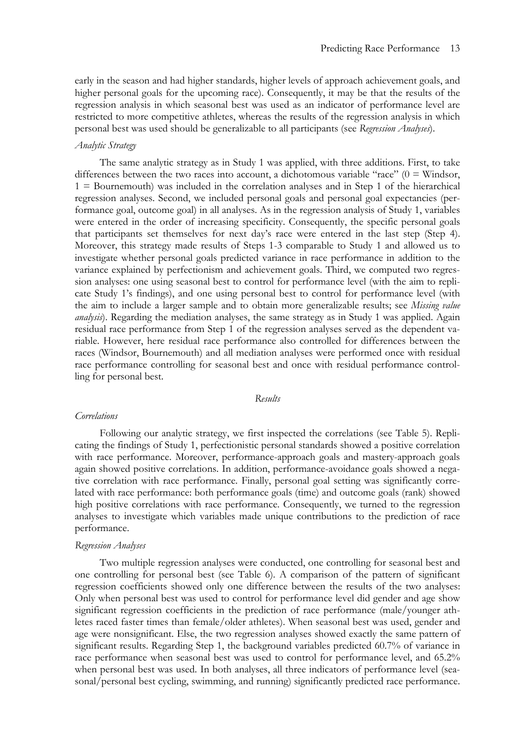early in the season and had higher standards, higher levels of approach achievement goals, and higher personal goals for the upcoming race). Consequently, it may be that the results of the regression analysis in which seasonal best was used as an indicator of performance level are restricted to more competitive athletes, whereas the results of the regression analysis in which personal best was used should be generalizable to all participants (see *Regression Analyses*).

### *Analytic Strategy*

The same analytic strategy as in Study 1 was applied, with three additions. First, to take differences between the two races into account, a dichotomous variable "race" (0 = Windsor, 1 = Bournemouth) was included in the correlation analyses and in Step 1 of the hierarchical regression analyses. Second, we included personal goals and personal goal expectancies (performance goal, outcome goal) in all analyses. As in the regression analysis of Study 1, variables were entered in the order of increasing specificity. Consequently, the specific personal goals that participants set themselves for next day's race were entered in the last step (Step 4). Moreover, this strategy made results of Steps 1-3 comparable to Study 1 and allowed us to investigate whether personal goals predicted variance in race performance in addition to the variance explained by perfectionism and achievement goals. Third, we computed two regression analyses: one using seasonal best to control for performance level (with the aim to replicate Study 1's findings), and one using personal best to control for performance level (with the aim to include a larger sample and to obtain more generalizable results; see *Missing value analysis*). Regarding the mediation analyses, the same strategy as in Study 1 was applied. Again residual race performance from Step 1 of the regression analyses served as the dependent variable. However, here residual race performance also controlled for differences between the races (Windsor, Bournemouth) and all mediation analyses were performed once with residual race performance controlling for seasonal best and once with residual performance controlling for personal best.

## *Results*

### *Correlations*

Following our analytic strategy, we first inspected the correlations (see Table 5). Replicating the findings of Study 1, perfectionistic personal standards showed a positive correlation with race performance. Moreover, performance-approach goals and mastery-approach goals again showed positive correlations. In addition, performance-avoidance goals showed a negative correlation with race performance. Finally, personal goal setting was significantly correlated with race performance: both performance goals (time) and outcome goals (rank) showed high positive correlations with race performance. Consequently, we turned to the regression analyses to investigate which variables made unique contributions to the prediction of race performance.

### *Regression Analyses*

Two multiple regression analyses were conducted, one controlling for seasonal best and one controlling for personal best (see Table 6). A comparison of the pattern of significant regression coefficients showed only one difference between the results of the two analyses: Only when personal best was used to control for performance level did gender and age show significant regression coefficients in the prediction of race performance (male/younger athletes raced faster times than female/older athletes). When seasonal best was used, gender and age were nonsignificant. Else, the two regression analyses showed exactly the same pattern of significant results. Regarding Step 1, the background variables predicted 60.7% of variance in race performance when seasonal best was used to control for performance level, and 65.2% when personal best was used. In both analyses, all three indicators of performance level (seasonal/personal best cycling, swimming, and running) significantly predicted race performance.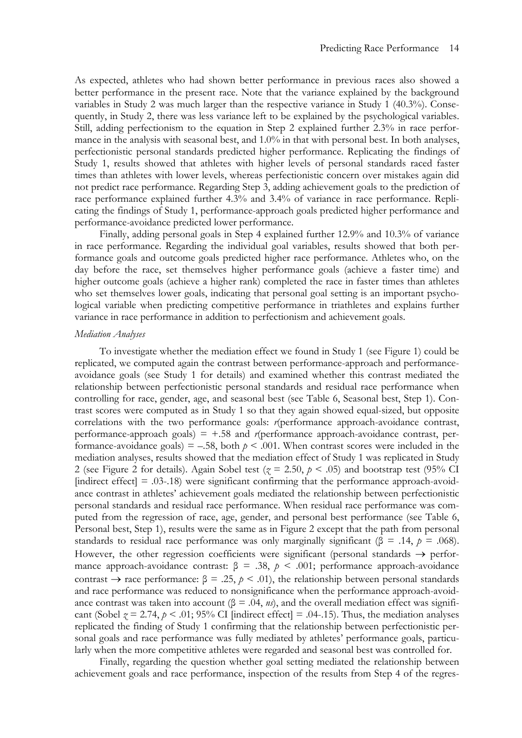As expected, athletes who had shown better performance in previous races also showed a better performance in the present race. Note that the variance explained by the background variables in Study 2 was much larger than the respective variance in Study 1 (40.3%). Consequently, in Study 2, there was less variance left to be explained by the psychological variables. Still, adding perfectionism to the equation in Step 2 explained further 2.3% in race performance in the analysis with seasonal best, and 1.0% in that with personal best. In both analyses, perfectionistic personal standards predicted higher performance. Replicating the findings of Study 1, results showed that athletes with higher levels of personal standards raced faster times than athletes with lower levels, whereas perfectionistic concern over mistakes again did not predict race performance. Regarding Step 3, adding achievement goals to the prediction of race performance explained further 4.3% and 3.4% of variance in race performance. Replicating the findings of Study 1, performance-approach goals predicted higher performance and performance-avoidance predicted lower performance.

Finally, adding personal goals in Step 4 explained further 12.9% and 10.3% of variance in race performance. Regarding the individual goal variables, results showed that both performance goals and outcome goals predicted higher race performance. Athletes who, on the day before the race, set themselves higher performance goals (achieve a faster time) and higher outcome goals (achieve a higher rank) completed the race in faster times than athletes who set themselves lower goals, indicating that personal goal setting is an important psychological variable when predicting competitive performance in triathletes and explains further variance in race performance in addition to perfectionism and achievement goals.

*Mediation Analyses*

To investigate whether the mediation effect we found in Study 1 (see Figure 1) could be replicated, we computed again the contrast between performance-approach and performance-avoidance goals (see Study 1 for details) and examined whether this contrast mediated the relationship between perfectionistic personal standards and residual race performance when controlling for race, gender, age, and seasonal best (see Table 6, Seasonal best, Step 1). Contrast scores were computed as in Study 1 so that they again showed equal-sized, but opposite correlations with the two performance goals: *r*(performance approach-avoidance contrast, performance-approach goals) = +.58 and *r*(performance approach-avoidance contrast, performance-avoidance goals) = –.58, both $p < .001$. When contrast scores were included in the mediation analyses, results showed that the mediation effect of Study 1 was replicated in Study 2 (see Figure 2 for details). Again Sobel test ($z = 2.50$, $p < .05$) and bootstrap test (95% CI [indirect effect] = .03-.18) were significant confirming that the performance approach-avoidance contrast in athletes' achievement goals mediated the relationship between perfectionistic personal standards and residual race performance. When residual race performance was computed from the regression of race, age, gender, and personal best performance (see Table 6, Personal best, Step 1), results were the same as in Figure 2 except that the path from personal standards to residual race performance was only marginally significant ($\beta = .14$, $p = .068$). However, the other regression coefficients were significant (personal standards $\rightarrow$ performance approach-avoidance contrast: $\beta = .38$, $p < .001$; performance approach-avoidance contrast $\rightarrow$ race performance: $\beta = .25$, $p < .01$), the relationship between personal standards and race performance was reduced to nonsignificance when the performance approach-avoidance contrast was taken into account ($\beta = .04$, *ns*), and the overall mediation effect was significant (Sobel $z = 2.74$, $p < .01$; 95% CI [indirect effect] = .04-.15). Thus, the mediation analyses replicated the finding of Study 1 confirming that the relationship between perfectionistic personal goals and race performance was fully mediated by athletes' performance goals, particularly when the more competitive athletes were regarded and seasonal best was controlled for.

Finally, regarding the question whether goal setting mediated the relationship between achievement goals and race performance, inspection of the results from Step 4 of the regres-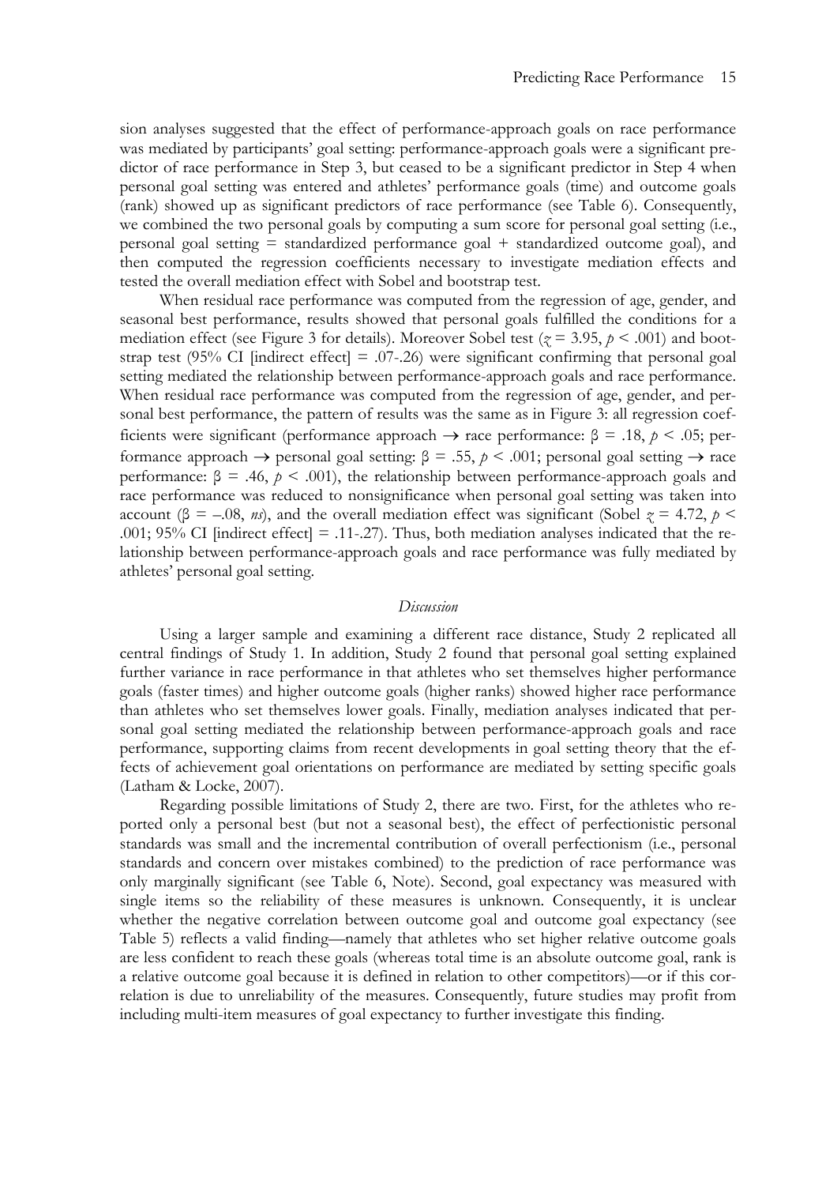sion analyses suggested that the effect of performance-approach goals on race performance was mediated by participants' goal setting: performance-approach goals were a significant predictor of race performance in Step 3, but ceased to be a significant predictor in Step 4 when personal goal setting was entered and athletes' performance goals (time) and outcome goals (rank) showed up as significant predictors of race performance (see Table 6). Consequently, we combined the two personal goals by computing a sum score for personal goal setting (i.e., personal goal setting = standardized performance goal + standardized outcome goal), and then computed the regression coefficients necessary to investigate mediation effects and tested the overall mediation effect with Sobel and bootstrap test.

When residual race performance was computed from the regression of age, gender, and seasonal best performance, results showed that personal goals fulfilled the conditions for a mediation effect (see Figure 3 for details). Moreover Sobel test ($z = 3.95$, $p < .001$) and bootstrap test (95% CI [indirect effect] = .07-.26) were significant confirming that personal goal setting mediated the relationship between performance-approach goals and race performance. When residual race performance was computed from the regression of age, gender, and personal best performance, the pattern of results was the same as in Figure 3: all regression coefficients were significant (performance approach → race performance: $\beta = .18$, $p < .05$; performance approach → personal goal setting: $\beta = .55$, $p < .001$; personal goal setting → race performance: $\beta = .46$, $p < .001$), the relationship between performance-approach goals and race performance was reduced to nonsignificance when personal goal setting was taken into account ($\beta = -.08$, *ns*), and the overall mediation effect was significant (Sobel $z = 4.72$, $p < .001$; 95% CI [indirect effect] = .11-.27). Thus, both mediation analyses indicated that the relationship between performance-approach goals and race performance was fully mediated by athletes' personal goal setting.

### *Discussion*

Using a larger sample and examining a different race distance, Study 2 replicated all central findings of Study 1. In addition, Study 2 found that personal goal setting explained further variance in race performance in that athletes who set themselves higher performance goals (faster times) and higher outcome goals (higher ranks) showed higher race performance than athletes who set themselves lower goals. Finally, mediation analyses indicated that personal goal setting mediated the relationship between performance-approach goals and race performance, supporting claims from recent developments in goal setting theory that the effects of achievement goal orientations on performance are mediated by setting specific goals (Latham & Locke, 2007).

Regarding possible limitations of Study 2, there are two. First, for the athletes who reported only a personal best (but not a seasonal best), the effect of perfectionistic personal standards was small and the incremental contribution of overall perfectionism (i.e., personal standards and concern over mistakes combined) to the prediction of race performance was only marginally significant (see Table 6, Note). Second, goal expectancy was measured with single items so the reliability of these measures is unknown. Consequently, it is unclear whether the negative correlation between outcome goal and outcome goal expectancy (see Table 5) reflects a valid finding—namely that athletes who set higher relative outcome goals are less confident to reach these goals (whereas total time is an absolute outcome goal, rank is a relative outcome goal because it is defined in relation to other competitors)—or if this correlation is due to unreliability of the measures. Consequently, future studies may profit from including multi-item measures of goal expectancy to further investigate this finding.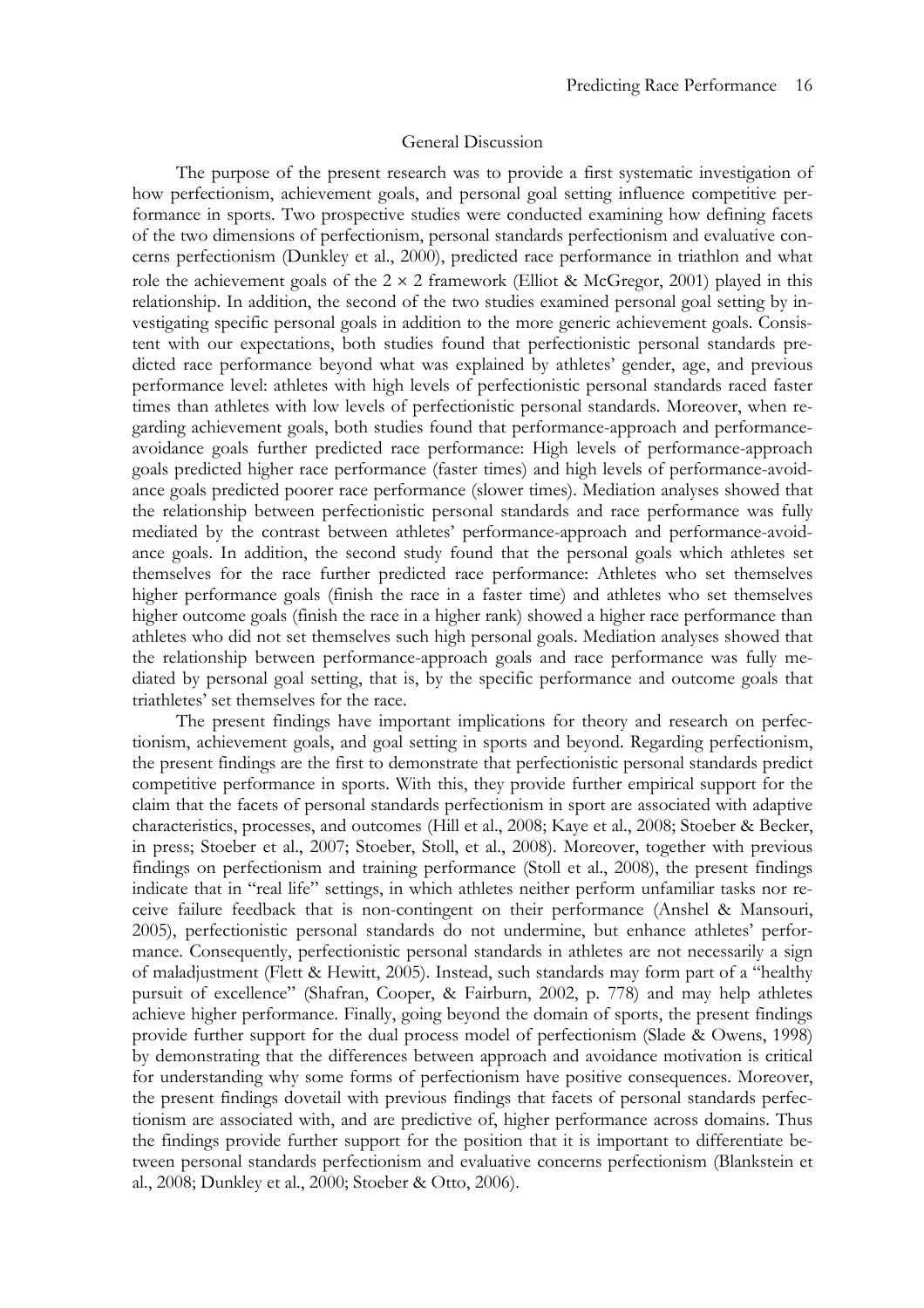## General Discussion

The purpose of the present research was to provide a first systematic investigation of how perfectionism, achievement goals, and personal goal setting influence competitive performance in sports. Two prospective studies were conducted examining how defining facets of the two dimensions of perfectionism, personal standards perfectionism and evaluative concerns perfectionism (Dunkley et al., 2000), predicted race performance in triathlon and what role the achievement goals of the $2 \times 2$ framework (Elliot & McGregor, 2001) played in this relationship. In addition, the second of the two studies examined personal goal setting by investigating specific personal goals in addition to the more generic achievement goals. Consistent with our expectations, both studies found that perfectionistic personal standards predicted race performance beyond what was explained by athletes' gender, age, and previous performance level: athletes with high levels of perfectionistic personal standards raced faster times than athletes with low levels of perfectionistic personal standards. Moreover, when regarding achievement goals, both studies found that performance-approach and performance-avoidance goals further predicted race performance: High levels of performance-approach goals predicted higher race performance (faster times) and high levels of performance-avoidance goals predicted poorer race performance (slower times). Mediation analyses showed that the relationship between perfectionistic personal standards and race performance was fully mediated by the contrast between athletes' performance-approach and performance-avoidance goals. In addition, the second study found that the personal goals which athletes set themselves for the race further predicted race performance: Athletes who set themselves higher performance goals (finish the race in a faster time) and athletes who set themselves higher outcome goals (finish the race in a higher rank) showed a higher race performance than athletes who did not set themselves such high personal goals. Mediation analyses showed that the relationship between performance-approach goals and race performance was fully mediated by personal goal setting, that is, by the specific performance and outcome goals that triathletes' set themselves for the race.

The present findings have important implications for theory and research on perfectionism, achievement goals, and goal setting in sports and beyond. Regarding perfectionism, the present findings are the first to demonstrate that perfectionistic personal standards predict competitive performance in sports. With this, they provide further empirical support for the claim that the facets of personal standards perfectionism in sport are associated with adaptive characteristics, processes, and outcomes (Hill et al., 2008; Kaye et al., 2008; Stoeber & Becker, in press; Stoeber et al., 2007; Stoeber, Stoll, et al., 2008). Moreover, together with previous findings on perfectionism and training performance (Stoll et al., 2008), the present findings indicate that in "real life" settings, in which athletes neither perform unfamiliar tasks nor receive failure feedback that is non-contingent on their performance (Anshel & Mansouri, 2005), perfectionistic personal standards do not undermine, but enhance athletes' performance. Consequently, perfectionistic personal standards in athletes are not necessarily a sign of maladjustment (Flett & Hewitt, 2005). Instead, such standards may form part of a "healthy pursuit of excellence" (Shafran, Cooper, & Fairburn, 2002, p. 778) and may help athletes achieve higher performance. Finally, going beyond the domain of sports, the present findings provide further support for the dual process model of perfectionism (Slade & Owens, 1998) by demonstrating that the differences between approach and avoidance motivation is critical for understanding why some forms of perfectionism have positive consequences. Moreover, the present findings dovetail with previous findings that facets of personal standards perfectionism are associated with, and are predictive of, higher performance across domains. Thus the findings provide further support for the position that it is important to differentiate between personal standards perfectionism and evaluative concerns perfectionism (Blankstein et al., 2008; Dunkley et al., 2000; Stoeber & Otto, 2006).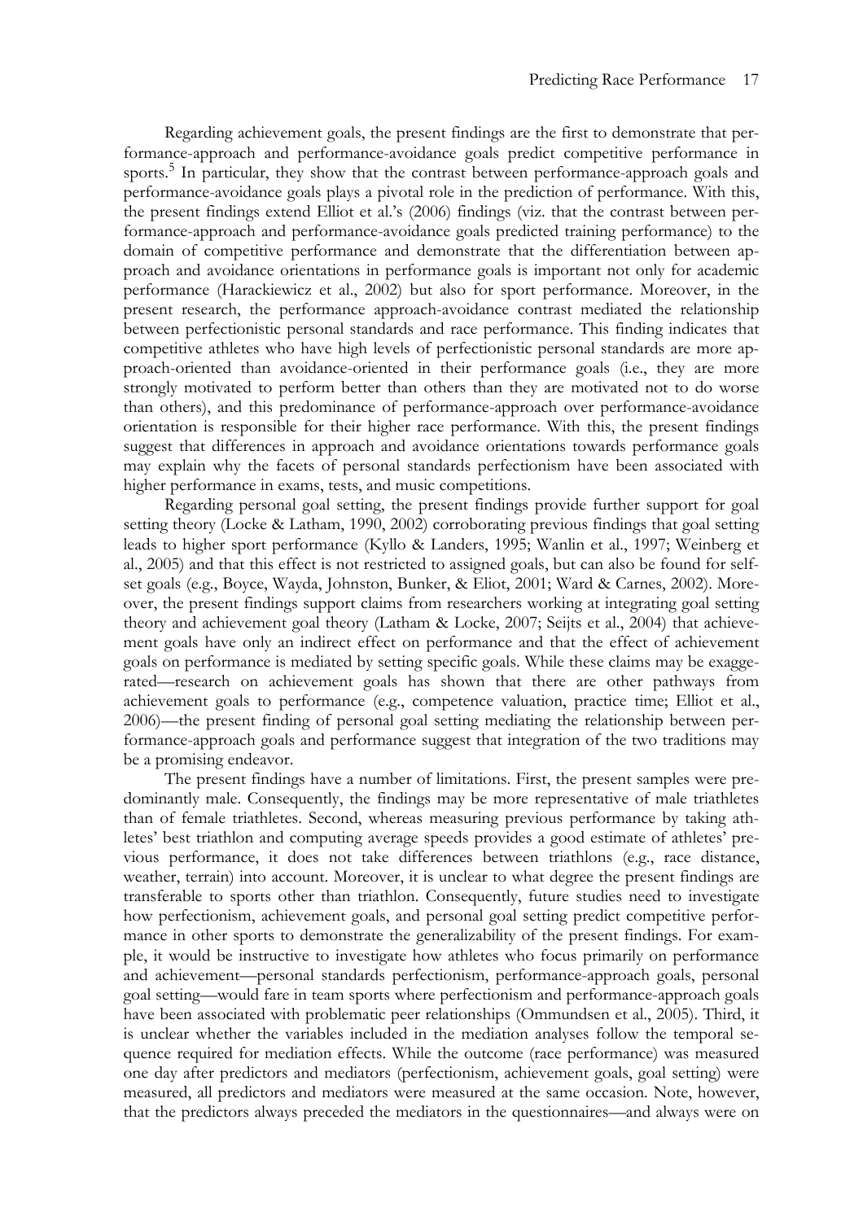Regarding achievement goals, the present findings are the first to demonstrate that performance-approach and performance-avoidance goals predict competitive performance in sports.[5] In particular, they show that the contrast between performance-approach goals and performance-avoidance goals plays a pivotal role in the prediction of performance. With this, the present findings extend Elliot et al.'s (2006) findings (viz. that the contrast between performance-approach and performance-avoidance goals predicted training performance) to the domain of competitive performance and demonstrate that the differentiation between approach and avoidance orientations in performance goals is important not only for academic performance (Harackiewicz et al., 2002) but also for sport performance. Moreover, in the present research, the performance approach-avoidance contrast mediated the relationship between perfectionistic personal standards and race performance. This finding indicates that competitive athletes who have high levels of perfectionistic personal standards are more approach-oriented than avoidance-oriented in their performance goals (i.e., they are more strongly motivated to perform better than others than they are motivated not to do worse than others), and this predominance of performance-approach over performance-avoidance orientation is responsible for their higher race performance. With this, the present findings suggest that differences in approach and avoidance orientations towards performance goals may explain why the facets of personal standards perfectionism have been associated with higher performance in exams, tests, and music competitions.

Regarding personal goal setting, the present findings provide further support for goal setting theory (Locke & Latham, 1990, 2002) corroborating previous findings that goal setting leads to higher sport performance (Kyllo & Landers, 1995; Wanlin et al., 1997; Weinberg et al., 2005) and that this effect is not restricted to assigned goals, but can also be found for self-set goals (e.g., Boyce, Wayda, Johnston, Bunker, & Eliot, 2001; Ward & Carnes, 2002). Moreover, the present findings support claims from researchers working at integrating goal setting theory and achievement goal theory (Latham & Locke, 2007; Seijts et al., 2004) that achievement goals have only an indirect effect on performance and that the effect of achievement goals on performance is mediated by setting specific goals. While these claims may be exaggerated—research on achievement goals has shown that there are other pathways from achievement goals to performance (e.g., competence valuation, practice time; Elliot et al., 2006)—the present finding of personal goal setting mediating the relationship between performance-approach goals and performance suggest that integration of the two traditions may be a promising endeavor.

The present findings have a number of limitations. First, the present samples were predominantly male. Consequently, the findings may be more representative of male triathletes than of female triathletes. Second, whereas measuring previous performance by taking athletes' best triathlon and computing average speeds provides a good estimate of athletes' previous performance, it does not take differences between triathlons (e.g., race distance, weather, terrain) into account. Moreover, it is unclear to what degree the present findings are transferable to sports other than triathlon. Consequently, future studies need to investigate how perfectionism, achievement goals, and personal goal setting predict competitive performance in other sports to demonstrate the generalizability of the present findings. For example, it would be instructive to investigate how athletes who focus primarily on performance and achievement—personal standards perfectionism, performance-approach goals, personal goal setting—would fare in team sports where perfectionism and performance-approach goals have been associated with problematic peer relationships (Ommundsen et al., 2005). Third, it is unclear whether the variables included in the mediation analyses follow the temporal sequence required for mediation effects. While the outcome (race performance) was measured one day after predictors and mediators (perfectionism, achievement goals, goal setting) were measured, all predictors and mediators were measured at the same occasion. Note, however, that the predictors always preceded the mediators in the questionnaires—and always were on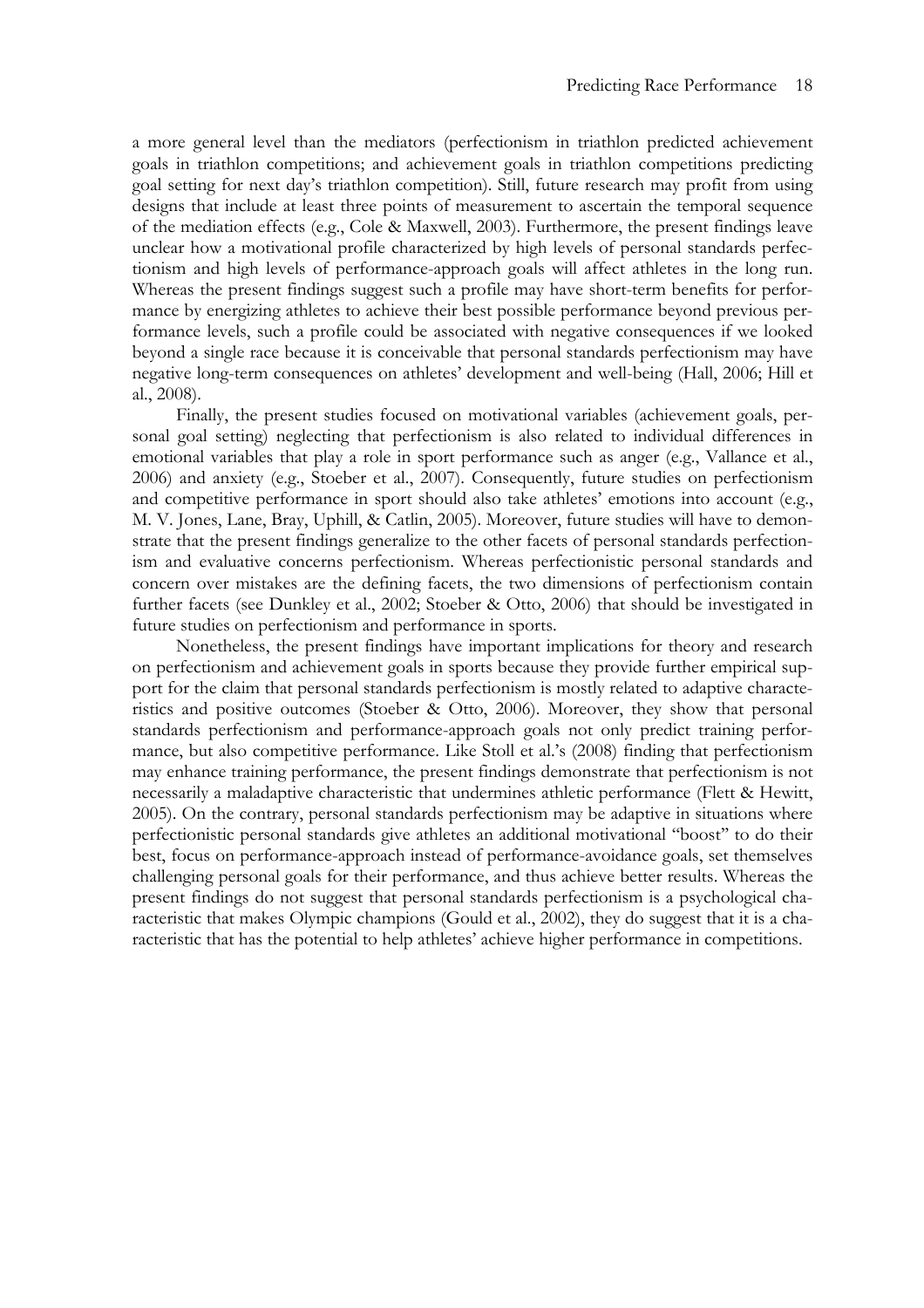a more general level than the mediators (perfectionism in triathlon predicted achievement goals in triathlon competitions; and achievement goals in triathlon competitions predicting goal setting for next day's triathlon competition). Still, future research may profit from using designs that include at least three points of measurement to ascertain the temporal sequence of the mediation effects (e.g., Cole & Maxwell, 2003). Furthermore, the present findings leave unclear how a motivational profile characterized by high levels of personal standards perfectionism and high levels of performance-approach goals will affect athletes in the long run. Whereas the present findings suggest such a profile may have short-term benefits for performance by energizing athletes to achieve their best possible performance beyond previous performance levels, such a profile could be associated with negative consequences if we looked beyond a single race because it is conceivable that personal standards perfectionism may have negative long-term consequences on athletes' development and well-being (Hall, 2006; Hill et al., 2008).

Finally, the present studies focused on motivational variables (achievement goals, personal goal setting) neglecting that perfectionism is also related to individual differences in emotional variables that play a role in sport performance such as anger (e.g., Vallance et al., 2006) and anxiety (e.g., Stoeber et al., 2007). Consequently, future studies on perfectionism and competitive performance in sport should also take athletes' emotions into account (e.g., M. V. Jones, Lane, Bray, Uphill, & Catlin, 2005). Moreover, future studies will have to demonstrate that the present findings generalize to the other facets of personal standards perfectionism and evaluative concerns perfectionism. Whereas perfectionistic personal standards and concern over mistakes are the defining facets, the two dimensions of perfectionism contain further facets (see Dunkley et al., 2002; Stoeber & Otto, 2006) that should be investigated in future studies on perfectionism and performance in sports.

Nonetheless, the present findings have important implications for theory and research on perfectionism and achievement goals in sports because they provide further empirical support for the claim that personal standards perfectionism is mostly related to adaptive characteristics and positive outcomes (Stoeber & Otto, 2006). Moreover, they show that personal standards perfectionism and performance-approach goals not only predict training performance, but also competitive performance. Like Stoll et al.'s (2008) finding that perfectionism may enhance training performance, the present findings demonstrate that perfectionism is not necessarily a maladaptive characteristic that undermines athletic performance (Flett & Hewitt, 2005). On the contrary, personal standards perfectionism may be adaptive in situations where perfectionistic personal standards give athletes an additional motivational "boost" to do their best, focus on performance-approach instead of performance-avoidance goals, set themselves challenging personal goals for their performance, and thus achieve better results. Whereas the present findings do not suggest that personal standards perfectionism is a psychological characteristic that makes Olympic champions (Gould et al., 2002), they do suggest that it is a characteristic that has the potential to help athletes' achieve higher performance in competitions.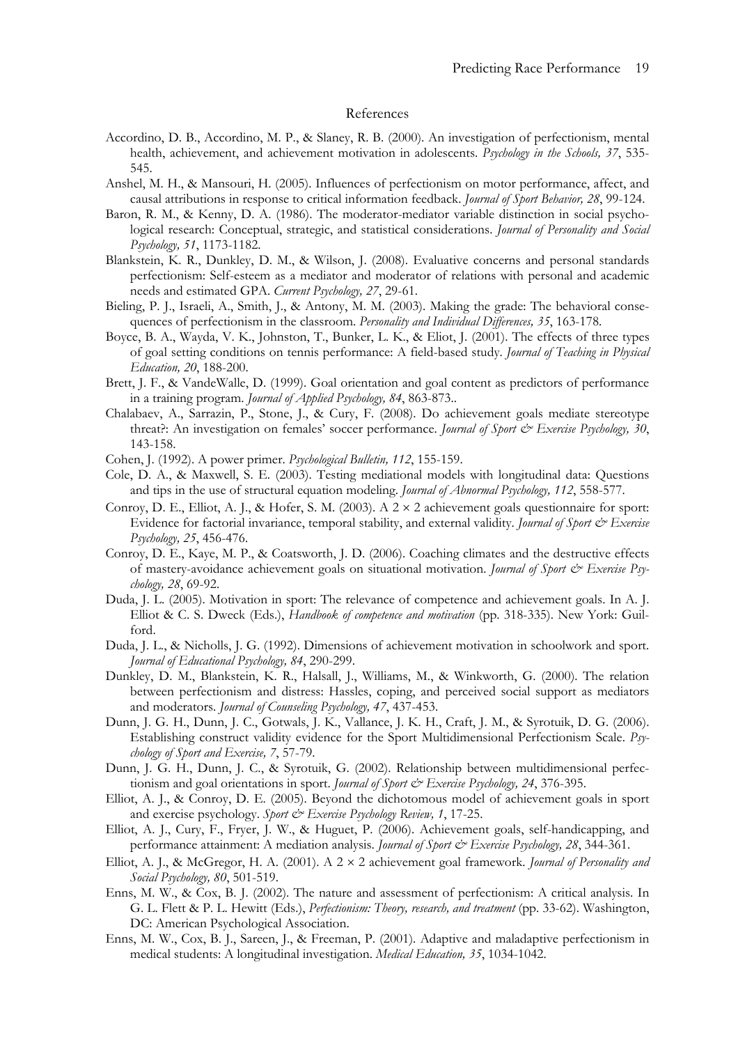# References

Accordino, D. B., Accordino, M. P., & Slaney, R. B. (2000). An investigation of perfectionism, mental health, achievement, and achievement motivation in adolescents. *Psychology in the Schools, 37*, 535-545.

Anshel, M. H., & Mansouri, H. (2005). Influences of perfectionism on motor performance, affect, and causal attributions in response to critical information feedback. *Journal of Sport Behavior, 28*, 99-124.

Baron, R. M., & Kenny, D. A. (1986). The moderator-mediator variable distinction in social psychological research: Conceptual, strategic, and statistical considerations. *Journal of Personality and Social Psychology, 51*, 1173-1182.

Blankstein, K. R., Dunkley, D. M., & Wilson, J. (2008). Evaluative concerns and personal standards perfectionism: Self-esteem as a mediator and moderator of relations with personal and academic needs and estimated GPA. *Current Psychology, 27*, 29-61.

Bieling, P. J., Israeli, A., Smith, J., & Antony, M. M. (2003). Making the grade: The behavioral consequences of perfectionism in the classroom. *Personality and Individual Differences, 35*, 163-178.

Boyce, B. A., Wayda, V. K., Johnston, T., Bunker, L. K., & Eliot, J. (2001). The effects of three types of goal setting conditions on tennis performance: A field-based study. *Journal of Teaching in Physical Education, 20*, 188-200.

Brett, J. F., & VandeWalle, D. (1999). Goal orientation and goal content as predictors of performance in a training program. *Journal of Applied Psychology, 84*, 863-873..

Chalabaev, A., Sarrazin, P., Stone, J., & Cury, F. (2008). Do achievement goals mediate stereotype threat?: An investigation on females' soccer performance. *Journal of Sport & Exercise Psychology, 30*, 143-158.

Cohen, J. (1992). A power primer. *Psychological Bulletin, 112*, 155-159.

Cole, D. A., & Maxwell, S. E. (2003). Testing mediational models with longitudinal data: Questions and tips in the use of structural equation modeling. *Journal of Abnormal Psychology, 112*, 558-577.

Conroy, D. E., Elliot, A. J., & Hofer, S. M. (2003). A 2 × 2 achievement goals questionnaire for sport: Evidence for factorial invariance, temporal stability, and external validity. *Journal of Sport & Exercise Psychology, 25*, 456-476.

Conroy, D. E., Kaye, M. P., & Coatsworth, J. D. (2006). Coaching climates and the destructive effects of mastery-avoidance achievement goals on situational motivation. *Journal of Sport & Exercise Psychology, 28*, 69-92.

Duda, J. L. (2005). Motivation in sport: The relevance of competence and achievement goals. In A. J. Elliot & C. S. Dweck (Eds.), *Handbook of competence and motivation* (pp. 318-335). New York: Guilford.

Duda, J. L., & Nicholls, J. G. (1992). Dimensions of achievement motivation in schoolwork and sport. *Journal of Educational Psychology, 84*, 290-299.

Dunkley, D. M., Blankstein, K. R., Halsall, J., Williams, M., & Winkworth, G. (2000). The relation between perfectionism and distress: Hassles, coping, and perceived social support as mediators and moderators. *Journal of Counseling Psychology, 47*, 437-453.

Dunn, J. G. H., Dunn, J. C., Gotwals, J. K., Vallance, J. K. H., Craft, J. M., & Syrotuik, D. G. (2006). Establishing construct validity evidence for the Sport Multidimensional Perfectionism Scale. *Psychology of Sport and Exercise, 7*, 57-79.

Dunn, J. G. H., Dunn, J. C., & Syrotuik, G. (2002). Relationship between multidimensional perfectionism and goal orientations in sport. *Journal of Sport & Exercise Psychology, 24*, 376-395.

Elliot, A. J., & Conroy, D. E. (2005). Beyond the dichotomous model of achievement goals in sport and exercise psychology. *Sport & Exercise Psychology Review, 1*, 17-25.

Elliot, A. J., Cury, F., Fryer, J. W., & Huguet, P. (2006). Achievement goals, self-handicapping, and performance attainment: A mediation analysis. *Journal of Sport & Exercise Psychology, 28*, 344-361.

Elliot, A. J., & McGregor, H. A. (2001). A 2 × 2 achievement goal framework. *Journal of Personality and Social Psychology, 80*, 501-519.

Enns, M. W., & Cox, B. J. (2002). The nature and assessment of perfectionism: A critical analysis. In G. L. Flett & P. L. Hewitt (Eds.), *Perfectionism: Theory, research, and treatment* (pp. 33-62). Washington, DC: American Psychological Association.

Enns, M. W., Cox, B. J., Sareen, J., & Freeman, P. (2001). Adaptive and maladaptive perfectionism in medical students: A longitudinal investigation. *Medical Education, 35*, 1034-1042.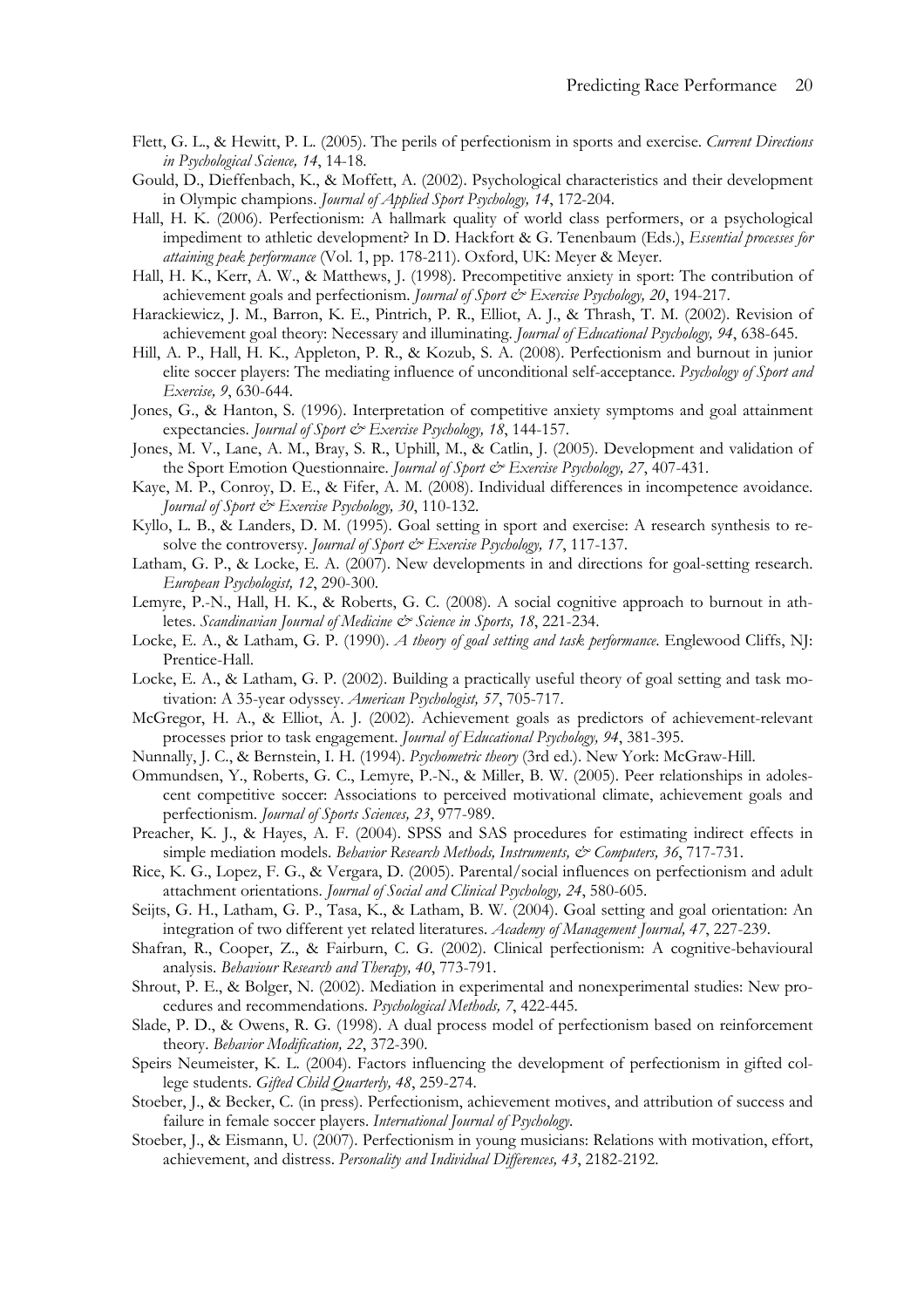Flett, G. L., & Hewitt, P. L. (2005). The perils of perfectionism in sports and exercise. *Current Directions in Psychological Science, 14*, 14-18.

Gould, D., Dieffenbach, K., & Moffett, A. (2002). Psychological characteristics and their development in Olympic champions. *Journal of Applied Sport Psychology, 14*, 172-204.

Hall, H. K. (2006). Perfectionism: A hallmark quality of world class performers, or a psychological impediment to athletic development? In D. Hackfort & G. Tenenbaum (Eds.), *Essential processes for attaining peak performance* (Vol. 1, pp. 178-211). Oxford, UK: Meyer & Meyer.

Hall, H. K., Kerr, A. W., & Matthews, J. (1998). Precompetitive anxiety in sport: The contribution of achievement goals and perfectionism. *Journal of Sport & Exercise Psychology, 20*, 194-217.

Harackiewicz, J. M., Barron, K. E., Pintrich, P. R., Elliot, A. J., & Thrash, T. M. (2002). Revision of achievement goal theory: Necessary and illuminating. *Journal of Educational Psychology, 94*, 638-645.

Hill, A. P., Hall, H. K., Appleton, P. R., & Kozub, S. A. (2008). Perfectionism and burnout in junior elite soccer players: The mediating influence of unconditional self-acceptance. *Psychology of Sport and Exercise, 9*, 630-644.

Jones, G., & Hanton, S. (1996). Interpretation of competitive anxiety symptoms and goal attainment expectancies. *Journal of Sport & Exercise Psychology, 18*, 144-157.

Jones, M. V., Lane, A. M., Bray, S. R., Uphill, M., & Catlin, J. (2005). Development and validation of the Sport Emotion Questionnaire. *Journal of Sport & Exercise Psychology, 27*, 407-431.

Kaye, M. P., Conroy, D. E., & Fifer, A. M. (2008). Individual differences in incompetence avoidance. *Journal of Sport & Exercise Psychology, 30*, 110-132.

Kyllo, L. B., & Landers, D. M. (1995). Goal setting in sport and exercise: A research synthesis to resolve the controversy. *Journal of Sport & Exercise Psychology, 17*, 117-137.

Latham, G. P., & Locke, E. A. (2007). New developments in and directions for goal-setting research. *European Psychologist, 12*, 290-300.

Lemyre, P.-N., Hall, H. K., & Roberts, G. C. (2008). A social cognitive approach to burnout in athletes. *Scandinavian Journal of Medicine & Science in Sports, 18*, 221-234.

Locke, E. A., & Latham, G. P. (1990). *A theory of goal setting and task performance*. Englewood Cliffs, NJ: Prentice-Hall.

Locke, E. A., & Latham, G. P. (2002). Building a practically useful theory of goal setting and task motivation: A 35-year odyssey. *American Psychologist, 57*, 705-717.

McGregor, H. A., & Elliot, A. J. (2002). Achievement goals as predictors of achievement-relevant processes prior to task engagement. *Journal of Educational Psychology, 94*, 381-395.

Nunnally, J. C., & Bernstein, I. H. (1994). *Psychometric theory* (3rd ed.). New York: McGraw-Hill.

Ommundsen, Y., Roberts, G. C., Lemyre, P.-N., & Miller, B. W. (2005). Peer relationships in adolescent competitive soccer: Associations to perceived motivational climate, achievement goals and perfectionism. *Journal of Sports Sciences, 23*, 977-989.

Preacher, K. J., & Hayes, A. F. (2004). SPSS and SAS procedures for estimating indirect effects in simple mediation models. *Behavior Research Methods, Instruments, & Computers, 36*, 717-731.

Rice, K. G., Lopez, F. G., & Vergara, D. (2005). Parental/social influences on perfectionism and adult attachment orientations. *Journal of Social and Clinical Psychology, 24*, 580-605.

Seijts, G. H., Latham, G. P., Tasa, K., & Latham, B. W. (2004). Goal setting and goal orientation: An integration of two different yet related literatures. *Academy of Management Journal, 47*, 227-239.

Shafran, R., Cooper, Z., & Fairburn, C. G. (2002). Clinical perfectionism: A cognitive-behavioural analysis. *Behaviour Research and Therapy, 40*, 773-791.

Shrout, P. E., & Bolger, N. (2002). Mediation in experimental and nonexperimental studies: New procedures and recommendations. *Psychological Methods, 7*, 422-445.

Slade, P. D., & Owens, R. G. (1998). A dual process model of perfectionism based on reinforcement theory. *Behavior Modification, 22*, 372-390.

Speirs Neumeister, K. L. (2004). Factors influencing the development of perfectionism in gifted college students. *Gifted Child Quarterly, 48*, 259-274.

Stoeber, J., & Becker, C. (in press). Perfectionism, achievement motives, and attribution of success and failure in female soccer players. *International Journal of Psychology*.

Stoeber, J., & Eismann, U. (2007). Perfectionism in young musicians: Relations with motivation, effort, achievement, and distress. *Personality and Individual Differences, 43*, 2182-2192.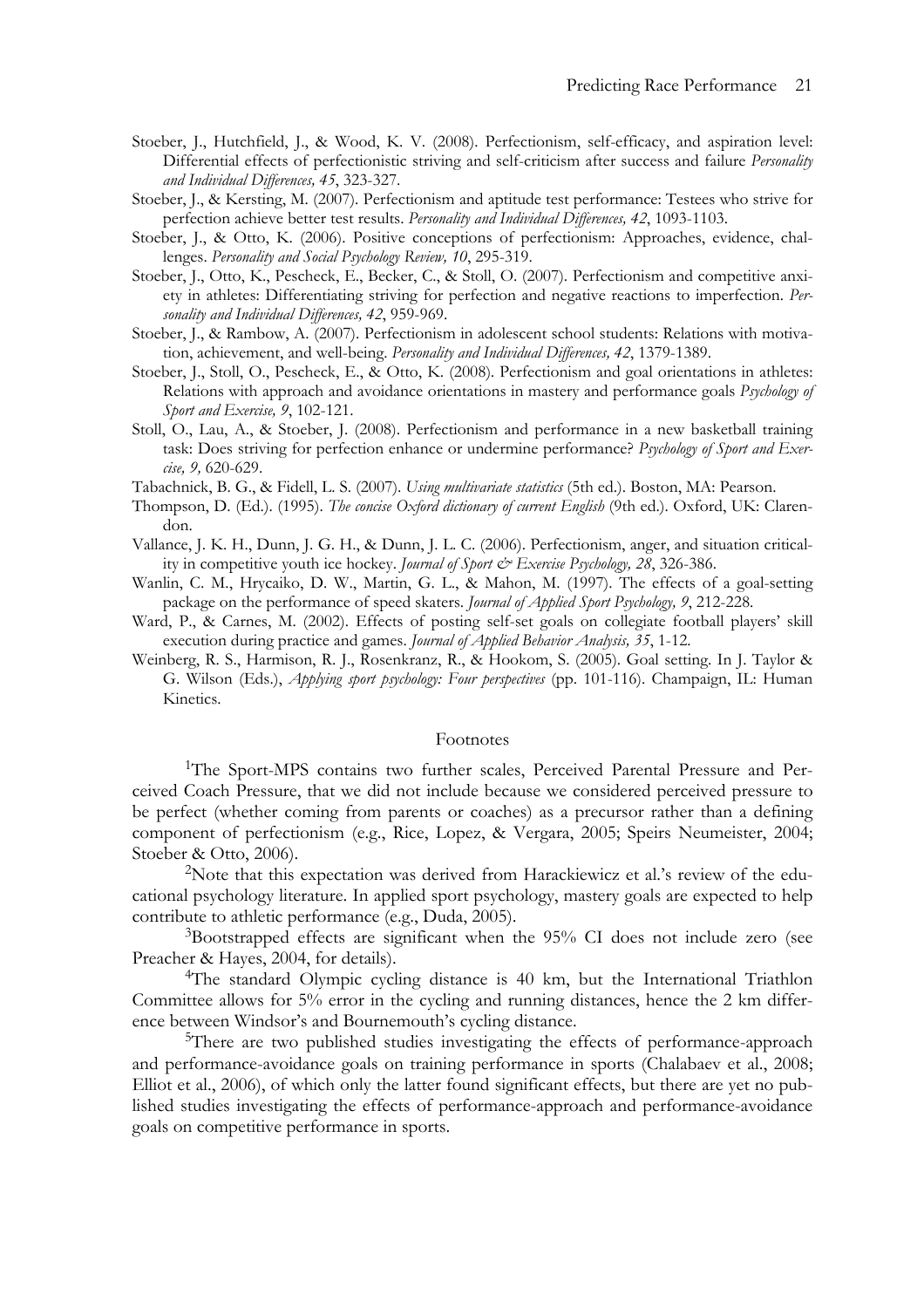Stoeber, J., Hutchfield, J., & Wood, K. V. (2008). Perfectionism, self-efficacy, and aspiration level: Differential effects of perfectionistic striving and self-criticism after success and failure *Personality and Individual Differences, 45*, 323-327.

Stoeber, J., & Kersting, M. (2007). Perfectionism and aptitude test performance: Testees who strive for perfection achieve better test results. *Personality and Individual Differences, 42*, 1093-1103.

Stoeber, J., & Otto, K. (2006). Positive conceptions of perfectionism: Approaches, evidence, challenges. *Personality and Social Psychology Review, 10*, 295-319.

Stoeber, J., Otto, K., Pescheck, E., Becker, C., & Stoll, O. (2007). Perfectionism and competitive anxiety in athletes: Differentiating striving for perfection and negative reactions to imperfection. *Personality and Individual Differences, 42*, 959-969.

Stoeber, J., & Rambow, A. (2007). Perfectionism in adolescent school students: Relations with motivation, achievement, and well-being. *Personality and Individual Differences, 42*, 1379-1389.

Stoeber, J., Stoll, O., Pescheck, E., & Otto, K. (2008). Perfectionism and goal orientations in athletes: Relations with approach and avoidance orientations in mastery and performance goals *Psychology of Sport and Exercise, 9*, 102-121.

Stoll, O., Lau, A., & Stoeber, J. (2008). Perfectionism and performance in a new basketball training task: Does striving for perfection enhance or undermine performance? *Psychology of Sport and Exercise, 9,* 620-629.

Tabachnick, B. G., & Fidell, L. S. (2007). *Using multivariate statistics* (5th ed.). Boston, MA: Pearson.

Thompson, D. (Ed.). (1995). *The concise Oxford dictionary of current English* (9th ed.). Oxford, UK: Clarendon.

Vallance, J. K. H., Dunn, J. G. H., & Dunn, J. L. C. (2006). Perfectionism, anger, and situation criticality in competitive youth ice hockey. *Journal of Sport & Exercise Psychology, 28*, 326-386.

Wanlin, C. M., Hrycaiko, D. W., Martin, G. L., & Mahon, M. (1997). The effects of a goal-setting package on the performance of speed skaters. *Journal of Applied Sport Psychology, 9*, 212-228.

Ward, P., & Carnes, M. (2002). Effects of posting self-set goals on collegiate football players' skill execution during practice and games. *Journal of Applied Behavior Analysis, 35*, 1-12.

Weinberg, R. S., Harmison, R. J., Rosenkranz, R., & Hookom, S. (2005). Goal setting. In J. Taylor & G. Wilson (Eds.), *Applying sport psychology: Four perspectives* (pp. 101-116). Champaign, IL: Human Kinetics.

## Footnotes

[1]The Sport-MPS contains two further scales, Perceived Parental Pressure and Perceived Coach Pressure, that we did not include because we considered perceived pressure to be perfect (whether coming from parents or coaches) as a precursor rather than a defining component of perfectionism (e.g., Rice, Lopez, & Vergara, 2005; Speirs Neumeister, 2004; Stoeber & Otto, 2006).

[2]Note that this expectation was derived from Harackiewicz et al.'s review of the educational psychology literature. In applied sport psychology, mastery goals are expected to help contribute to athletic performance (e.g., Duda, 2005).

[3]Bootstrapped effects are significant when the 95% CI does not include zero (see Preacher & Hayes, 2004, for details).

[4]The standard Olympic cycling distance is 40 km, but the International Triathlon Committee allows for 5% error in the cycling and running distances, hence the 2 km difference between Windsor's and Bournemouth's cycling distance.

[5]There are two published studies investigating the effects of performance-approach and performance-avoidance goals on training performance in sports (Chalabaev et al., 2008; Elliot et al., 2006), of which only the latter found significant effects, but there are yet no published studies investigating the effects of performance-approach and performance-avoidance goals on competitive performance in sports.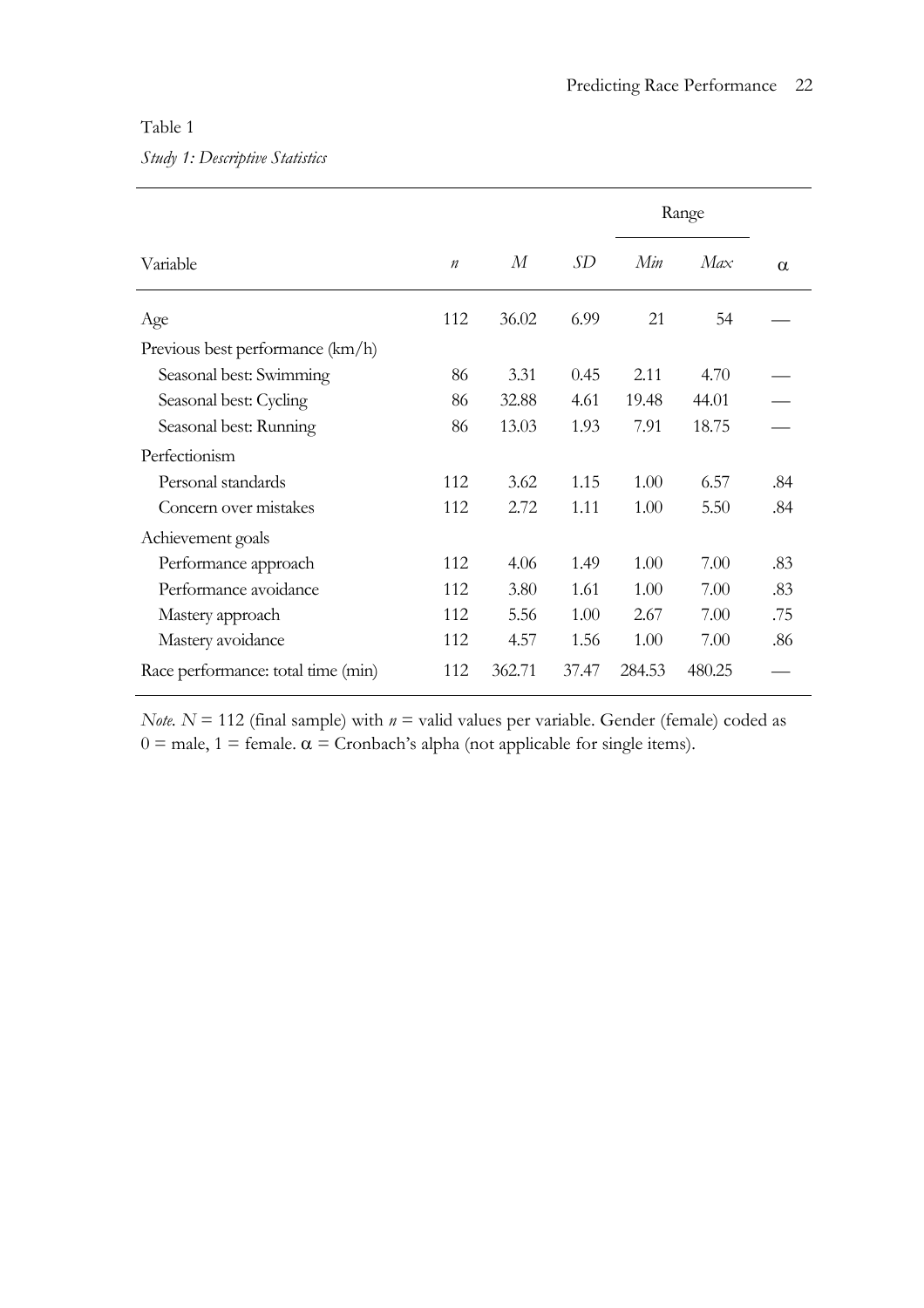Table 1

*Study 1: Descriptive Statistics*

| Variable | *n* | *M* | *SD* | Range | | α |
|---|---|---|---|---|---|---|
| | | | | *Min* | *Max* | |
| Age | 112 | 36.02 | 6.99 | 21 | 54 | — |
| Previous best performance (km/h) | | | | | | |
| Seasonal best: Swimming | 86 | 3.31 | 0.45 | 2.11 | 4.70 | — |
| Seasonal best: Cycling | 86 | 32.88 | 4.61 | 19.48 | 44.01 | — |
| Seasonal best: Running | 86 | 13.03 | 1.93 | 7.91 | 18.75 | — |
| Perfectionism | | | | | | |
| Personal standards | 112 | 3.62 | 1.15 | 1.00 | 6.57 | .84 |
| Concern over mistakes | 112 | 2.72 | 1.11 | 1.00 | 5.50 | .84 |
| Achievement goals | | | | | | |
| Performance approach | 112 | 4.06 | 1.49 | 1.00 | 7.00 | .83 |
| Performance avoidance | 112 | 3.80 | 1.61 | 1.00 | 7.00 | .83 |
| Mastery approach | 112 | 5.56 | 1.00 | 2.67 | 7.00 | .75 |
| Mastery avoidance | 112 | 4.57 | 1.56 | 1.00 | 7.00 | .86 |
| Race performance: total time (min) | 112 | 362.71 | 37.47 | 284.53 | 480.25 | — |

*Note.* $N$ = 112 (final sample) with $n$ = valid values per variable. Gender (female) coded as 0 = male, 1 = female. α = Cronbach's alpha (not applicable for single items).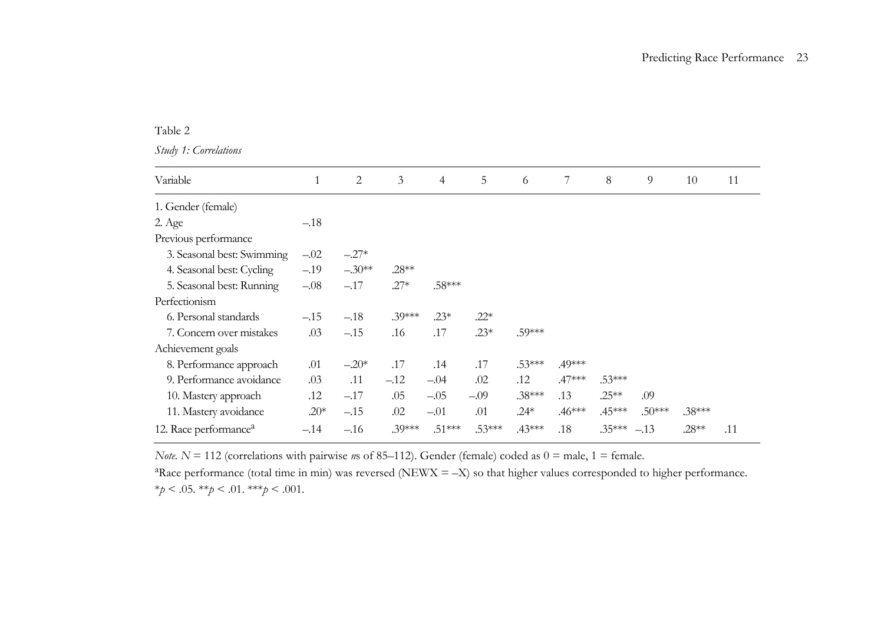Table 2

*Study 1: Correlations*

| Variable | 1 | 2 | 3 | 4 | 5 | 6 | 7 | 8 | 9 | 10 | 11 |
|---|---|---|---|---|---|---|---|---|---|---|---|
| 1. Gender (female) | | | | | | | | | | | |
| 2. Age | –.18 | | | | | | | | | | |
| Previous performance | | | | | | | | | | | |
| 3. Seasonal best: Swimming | –.02 | –.27* | | | | | | | | | |
| 4. Seasonal best: Cycling | –.19 | –.30** | .28** | | | | | | | | |
| 5. Seasonal best: Running | –.08 | –.17 | .27* | .58*** | | | | | | | |
| Perfectionism | | | | | | | | | | | |
| 6. Personal standards | –.15 | –.18 | .39*** | .23* | .22* | | | | | | |
| 7. Concern over mistakes | .03 | –.15 | .16 | .17 | .23* | .59*** | | | | | |
| Achievement goals | | | | | | | | | | | |
| 8. Performance approach | .01 | –.20* | .17 | .14 | .17 | .53*** | .49*** | | | | |
| 9. Performance avoidance | .03 | .11 | –.12 | –.04 | .02 | .12 | .47*** | .53*** | | | |
| 10. Mastery approach | .12 | –.17 | .05 | –.05 | –.09 | .38*** | .13 | .25** | .09 | | |
| 11. Mastery avoidance | .20* | –.15 | .02 | –.01 | .01 | .24* | .46*** | .45*** | .50*** | .38*** | |
| 12. Race performance[a] | –.14 | –.16 | .39*** | .51*** | .53*** | .43*** | .18 | .35*** | –.13 | .28** | .11 |

*Note.* $N$ = 112 (correlations with pairwise *n*s of 85–112). Gender (female) coded as 0 = male, 1 = female.

[a]Race performance (total time in min) was reversed (NEWX = –X) so that higher values corresponded to higher performance.

*$p < .05$. **$p < .01$. ***$p < .001$.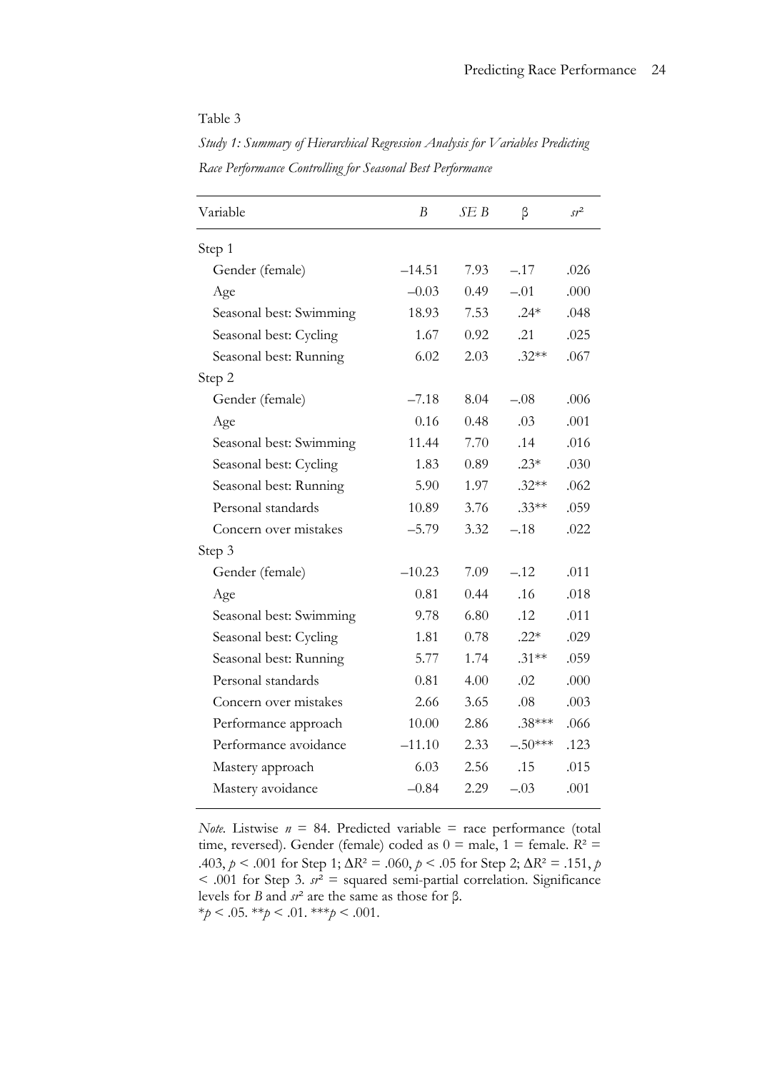Table 3

*Study 1: Summary of Hierarchical Regression Analysis for Variables Predicting Race Performance Controlling for Seasonal Best Performance*

| Variable | *B* | *SE B* | β | $sr^2$ |
|---|---|---|---|---|
| Step 1 | | | | |
| Gender (female) | –14.51 | 7.93 | –.17 | .026 |
| Age | –0.03 | 0.49 | –.01 | .000 |
| Seasonal best: Swimming | 18.93 | 7.53 | .24* | .048 |
| Seasonal best: Cycling | 1.67 | 0.92 | .21 | .025 |
| Seasonal best: Running | 6.02 | 2.03 | .32** | .067 |
| Step 2 | | | | |
| Gender (female) | –7.18 | 8.04 | –.08 | .006 |
| Age | 0.16 | 0.48 | .03 | .001 |
| Seasonal best: Swimming | 11.44 | 7.70 | .14 | .016 |
| Seasonal best: Cycling | 1.83 | 0.89 | .23* | .030 |
| Seasonal best: Running | 5.90 | 1.97 | .32** | .062 |
| Personal standards | 10.89 | 3.76 | .33** | .059 |
| Concern over mistakes | –5.79 | 3.32 | –.18 | .022 |
| Step 3 | | | | |
| Gender (female) | –10.23 | 7.09 | –.12 | .011 |
| Age | 0.81 | 0.44 | .16 | .018 |
| Seasonal best: Swimming | 9.78 | 6.80 | .12 | .011 |
| Seasonal best: Cycling | 1.81 | 0.78 | .22* | .029 |
| Seasonal best: Running | 5.77 | 1.74 | .31** | .059 |
| Personal standards | 0.81 | 4.00 | .02 | .000 |
| Concern over mistakes | 2.66 | 3.65 | .08 | .003 |
| Performance approach | 10.00 | 2.86 | .38*** | .066 |
| Performance avoidance | –11.10 | 2.33 | –.50*** | .123 |
| Mastery approach | 6.03 | 2.56 | .15 | .015 |
| Mastery avoidance | –0.84 | 2.29 | –.03 | .001 |

*Note.* Listwise $n$ = 84. Predicted variable = race performance (total time, reversed). Gender (female) coded as 0 = male, 1 = female. $R^2$ = .403, $p < .001$ for Step 1; $\Delta R^2$ = .060, $p < .05$ for Step 2; $\Delta R^2$ = .151, $p < .001$ for Step 3. $sr^2$ = squared semi-partial correlation. Significance levels for *B* and $sr^2$ are the same as those for β.
*$p < .05$. **$p < .01$. ***$p < .001$.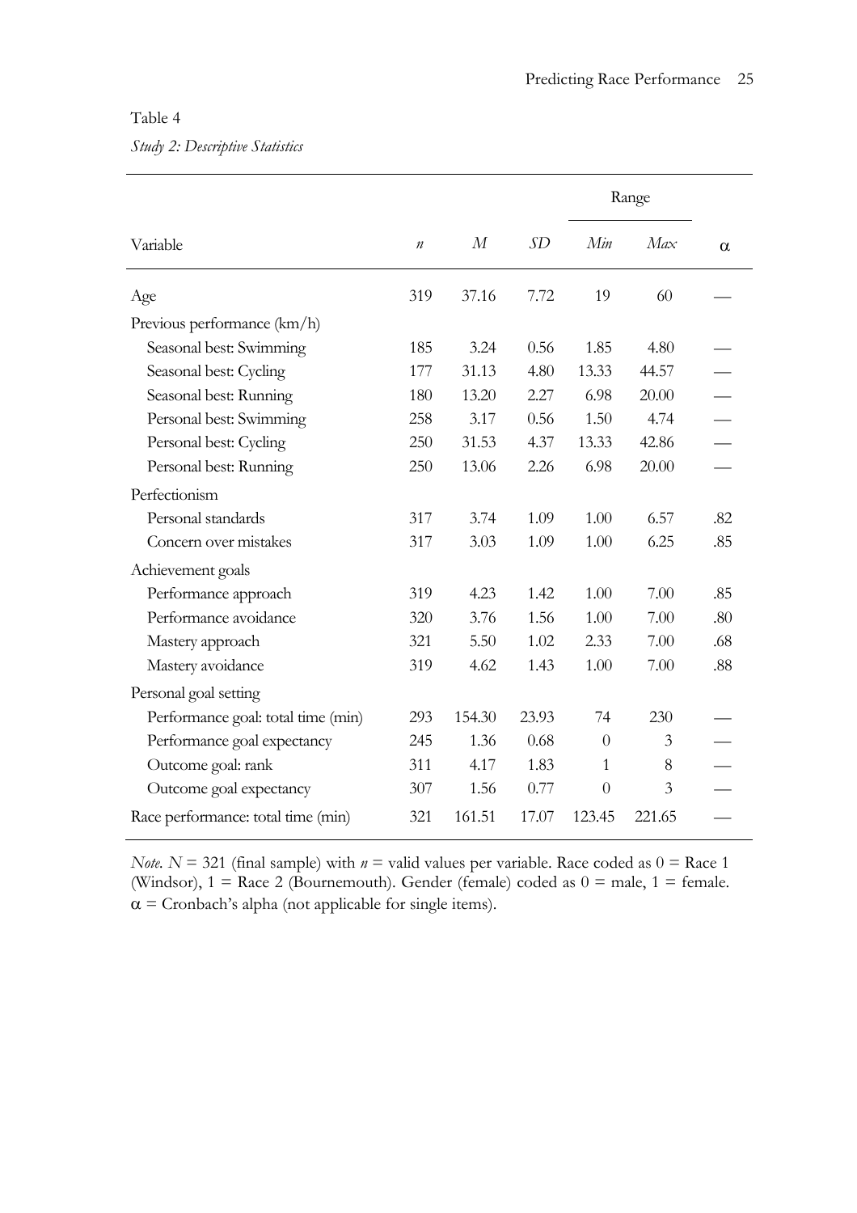Table 4

*Study 2: Descriptive Statistics*

| Variable | *n* | *M* | *SD* | Range | | α |
|---|---|---|---|---|---|---|
| | | | | *Min* | *Max* | |
| Age | 319 | 37.16 | 7.72 | 19 | 60 | — |
| Previous performance (km/h) | | | | | | |
| Seasonal best: Swimming | 185 | 3.24 | 0.56 | 1.85 | 4.80 | — |
| Seasonal best: Cycling | 177 | 31.13 | 4.80 | 13.33 | 44.57 | — |
| Seasonal best: Running | 180 | 13.20 | 2.27 | 6.98 | 20.00 | — |
| Personal best: Swimming | 258 | 3.17 | 0.56 | 1.50 | 4.74 | — |
| Personal best: Cycling | 250 | 31.53 | 4.37 | 13.33 | 42.86 | — |
| Personal best: Running | 250 | 13.06 | 2.26 | 6.98 | 20.00 | — |
| Perfectionism | | | | | | |
| Personal standards | 317 | 3.74 | 1.09 | 1.00 | 6.57 | .82 |
| Concern over mistakes | 317 | 3.03 | 1.09 | 1.00 | 6.25 | .85 |
| Achievement goals | | | | | | |
| Performance approach | 319 | 4.23 | 1.42 | 1.00 | 7.00 | .85 |
| Performance avoidance | 320 | 3.76 | 1.56 | 1.00 | 7.00 | .80 |
| Mastery approach | 321 | 5.50 | 1.02 | 2.33 | 7.00 | .68 |
| Mastery avoidance | 319 | 4.62 | 1.43 | 1.00 | 7.00 | .88 |
| Personal goal setting | | | | | | |
| Performance goal: total time (min) | 293 | 154.30 | 23.93 | 74 | 230 | — |
| Performance goal expectancy | 245 | 1.36 | 0.68 | 0 | 3 | — |
| Outcome goal: rank | 311 | 4.17 | 1.83 | 1 | 8 | — |
| Outcome goal expectancy | 307 | 1.56 | 0.77 | 0 | 3 | — |
| Race performance: total time (min) | 321 | 161.51 | 17.07 | 123.45 | 221.65 | — |

*Note.* $N$ = 321 (final sample) with $n$ = valid values per variable. Race coded as 0 = Race 1 (Windsor), 1 = Race 2 (Bournemouth). Gender (female) coded as 0 = male, 1 = female. α = Cronbach's alpha (not applicable for single items).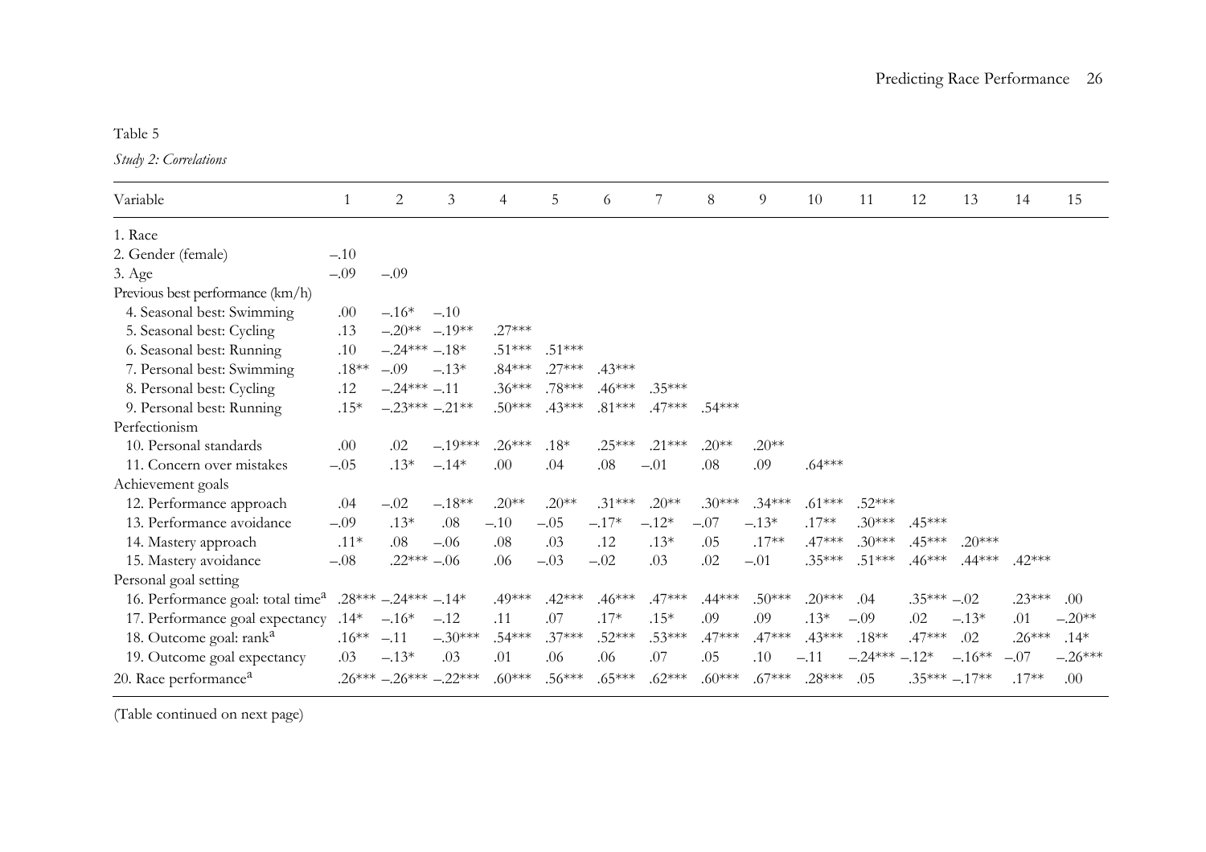Table 5

*Study 2: Correlations*

| Variable | 1 | 2 | 3 | 4 | 5 | 6 | 7 | 8 | 9 | 10 | 11 | 12 | 13 | 14 | 15 |
|---|---|---|---|---|---|---|---|---|---|---|---|---|---|---|---|
| 1. Race | | | | | | | | | | | | | | | |
| 2. Gender (female) | –.10 | | | | | | | | | | | | | | |
| 3. Age | –.09 | –.09 | | | | | | | | | | | | | |
| Previous best performance (km/h) | | | | | | | | | | | | | | | |
| 4. Seasonal best: Swimming | .00 | –.16* | –.10 | | | | | | | | | | | | |
| 5. Seasonal best: Cycling | .13 | –.20** | –.19** | .27*** | | | | | | | | | | | |
| 6. Seasonal best: Running | .10 | –.24*** | –.18* | .51*** | .51*** | | | | | | | | | | |
| 7. Personal best: Swimming | .18** | –.09 | –.13* | .84*** | .27*** | .43*** | | | | | | | | | |
| 8. Personal best: Cycling | .12 | –.24*** | –.11 | .36*** | .78*** | .46*** | .35*** | | | | | | | | |
| 9. Personal best: Running | .15* | –.23*** | –.21** | .50*** | .43*** | .81*** | .47*** | .54*** | | | | | | | |
| Perfectionism | | | | | | | | | | | | | | | |
| 10. Personal standards | .00 | .02 | –.19*** | .26*** | .18* | .25*** | .21*** | .20** | .20** | | | | | | |
| 11. Concern over mistakes | –.05 | .13* | –.14* | .00 | .04 | .08 | –.01 | .08 | .09 | .64*** | | | | | |
| Achievement goals | | | | | | | | | | | | | | | |
| 12. Performance approach | .04 | –.02 | –.18** | .20** | .20** | .31*** | .20** | .30*** | .34*** | .61*** | .52*** | | | | |
| 13. Performance avoidance | –.09 | .13* | .08 | –.10 | –.05 | –.17* | –.12* | –.07 | –.13* | .17** | .30*** | .45*** | | | |
| 14. Mastery approach | .11* | .08 | –.06 | .08 | .03 | .12 | .13* | .05 | .17** | .47*** | .30*** | .45*** | .20*** | | |
| 15. Mastery avoidance | –.08 | .22*** | –.06 | .06 | –.03 | –.02 | .03 | .02 | –.01 | .35*** | .51*** | .46*** | .44*** | .42*** | |
| Personal goal setting | | | | | | | | | | | | | | | |
| 16. Performance goal: total time[a] | .28*** | –.24*** | –.14* | .49*** | .42*** | .46*** | .47*** | .44*** | .50*** | .20*** | .04 | .35*** | –.02 | .23*** | .00 |
| 17. Performance goal expectancy | .14* | –.16* | –.12 | .11 | .07 | .17* | .15* | .09 | .09 | .13* | –.09 | .02 | –.13* | .01 | –.20** |
| 18. Outcome goal: rank[a] | .16** | –.11 | –.30*** | .54*** | .37*** | .52*** | .53*** | .47*** | .47*** | .43*** | .18** | .47*** | .02 | .26*** | .14* |
| 19. Outcome goal expectancy | .03 | –.13* | .03 | .01 | .06 | .06 | .07 | .05 | .10 | –.11 | –.24*** | –.12* | –.16** | –.07 | –.26*** |
| 20. Race performance[a] | .26*** | –.26*** | –.22*** | .60*** | .56*** | .65*** | .62*** | .60*** | .67*** | .28*** | .05 | .35*** | –.17** | .17** | .00 |

(Table continued on next page)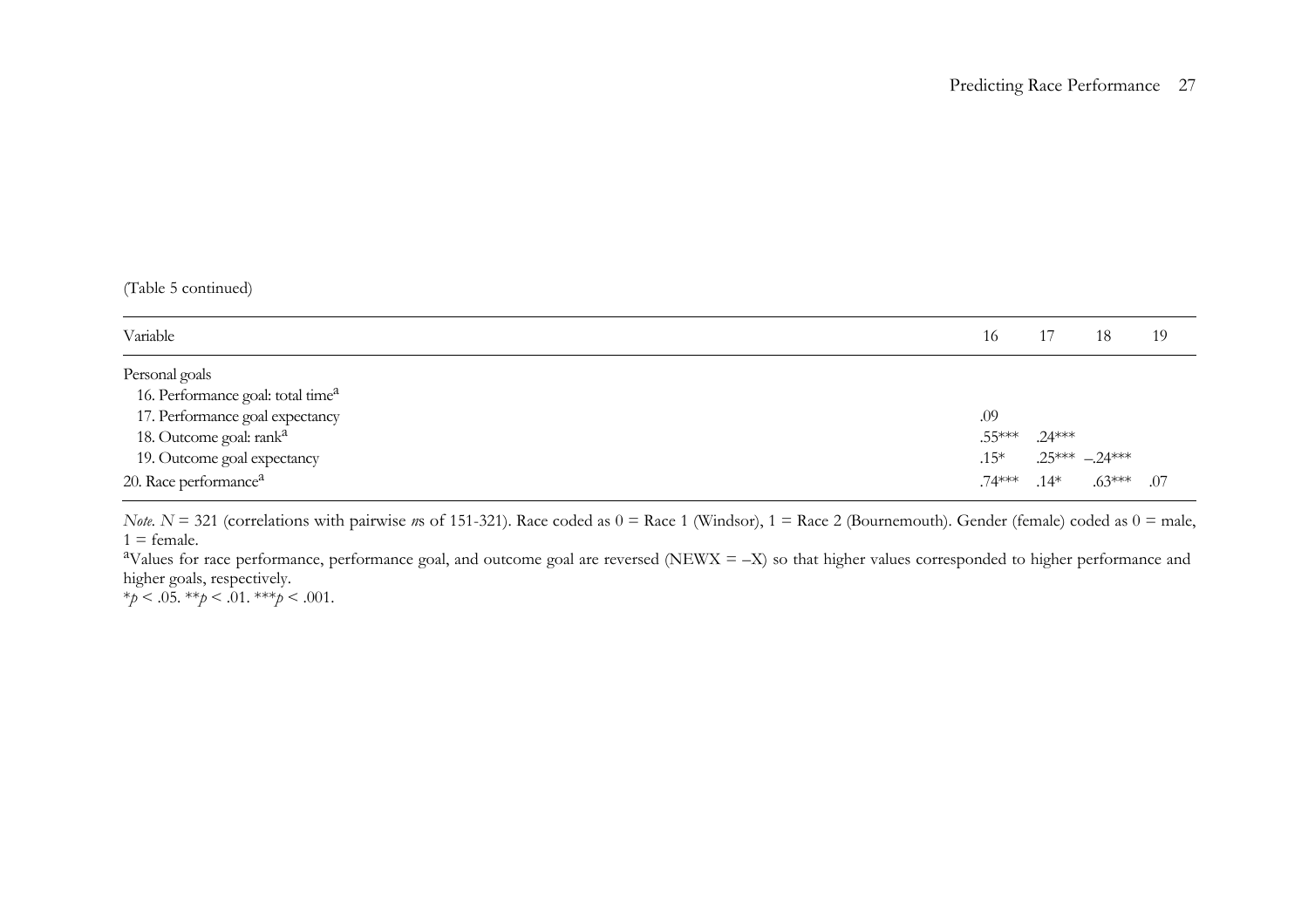(Table 5 continued)

| Variable | 16 | 17 | 18 | 19 |
|---|---|---|---|---|
| Personal goals | | | | |
| 16. Performance goal: total time[a] | | | | |
| 17. Performance goal expectancy | .09 | | | |
| 18. Outcome goal: rank[a] | .55*** | .24*** | | |
| 19. Outcome goal expectancy | .15* | .25*** | –.24*** | |
| 20. Race performance[a] | .74*** | .14* | .63*** | .07 |

*Note.* $N = 321$ (correlations with pairwise *n*s of 151-321). Race coded as 0 = Race 1 (Windsor), 1 = Race 2 (Bournemouth). Gender (female) coded as 0 = male, 1 = female.

[a]Values for race performance, performance goal, and outcome goal are reversed (NEWX = –X) so that higher values corresponded to higher performance and higher goals, respectively.

\*$p < .05$. \*\*$p < .01$. \*\*\*$p < .001$.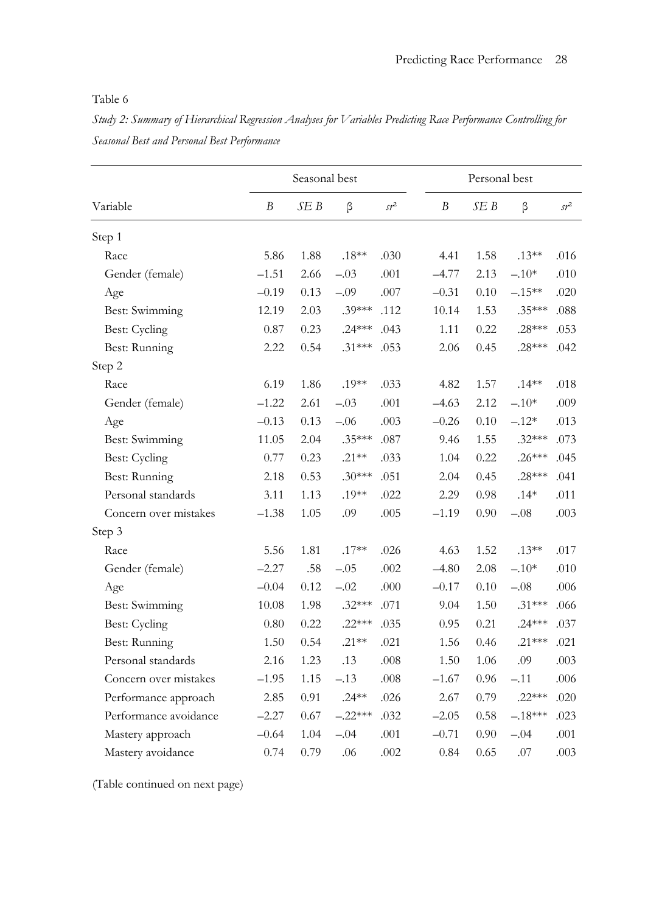Table 6

*Study 2: Summary of Hierarchical Regression Analyses for Variables Predicting Race Performance Controlling for Seasonal Best and Personal Best Performance*

| | Seasonal best | | | | Personal best | | | |
|---|---|---|---|---|---|---|---|---|
| Variable | *B* | *SE B* | β | $sr^2$ | *B* | *SE B* | β | $sr^2$ |
| Step 1 | | | | | | | | |
| Race | 5.86 | 1.88 | .18** | .030 | 4.41 | 1.58 | .13** | .016 |
| Gender (female) | –1.51 | 2.66 | –.03 | .001 | –4.77 | 2.13 | –.10* | .010 |
| Age | –0.19 | 0.13 | –.09 | .007 | –0.31 | 0.10 | –.15** | .020 |
| Best: Swimming | 12.19 | 2.03 | .39*** | .112 | 10.14 | 1.53 | .35*** | .088 |
| Best: Cycling | 0.87 | 0.23 | .24*** | .043 | 1.11 | 0.22 | .28*** | .053 |
| Best: Running | 2.22 | 0.54 | .31*** | .053 | 2.06 | 0.45 | .28*** | .042 |
| Step 2 | | | | | | | | |
| Race | 6.19 | 1.86 | .19** | .033 | 4.82 | 1.57 | .14** | .018 |
| Gender (female) | –1.22 | 2.61 | –.03 | .001 | –4.63 | 2.12 | –.10* | .009 |
| Age | –0.13 | 0.13 | –.06 | .003 | –0.26 | 0.10 | –.12* | .013 |
| Best: Swimming | 11.05 | 2.04 | .35*** | .087 | 9.46 | 1.55 | .32*** | .073 |
| Best: Cycling | 0.77 | 0.23 | .21** | .033 | 1.04 | 0.22 | .26*** | .045 |
| Best: Running | 2.18 | 0.53 | .30*** | .051 | 2.04 | 0.45 | .28*** | .041 |
| Personal standards | 3.11 | 1.13 | .19** | .022 | 2.29 | 0.98 | .14* | .011 |
| Concern over mistakes | –1.38 | 1.05 | .09 | .005 | –1.19 | 0.90 | –.08 | .003 |
| Step 3 | | | | | | | | |
| Race | 5.56 | 1.81 | .17** | .026 | 4.63 | 1.52 | .13** | .017 |
| Gender (female) | –2.27 | .58 | –.05 | .002 | –4.80 | 2.08 | –.10* | .010 |
| Age | –0.04 | 0.12 | –.02 | .000 | –0.17 | 0.10 | –.08 | .006 |
| Best: Swimming | 10.08 | 1.98 | .32*** | .071 | 9.04 | 1.50 | .31*** | .066 |
| Best: Cycling | 0.80 | 0.22 | .22*** | .035 | 0.95 | 0.21 | .24*** | .037 |
| Best: Running | 1.50 | 0.54 | .21** | .021 | 1.56 | 0.46 | .21*** | .021 |
| Personal standards | 2.16 | 1.23 | .13 | .008 | 1.50 | 1.06 | .09 | .003 |
| Concern over mistakes | –1.95 | 1.15 | –.13 | .008 | –1.67 | 0.96 | –.11 | .006 |
| Performance approach | 2.85 | 0.91 | .24** | .026 | 2.67 | 0.79 | .22*** | .020 |
| Performance avoidance | –2.27 | 0.67 | –.22*** | .032 | –2.05 | 0.58 | –.18*** | .023 |
| Mastery approach | –0.64 | 1.04 | –.04 | .001 | –0.71 | 0.90 | –.04 | .001 |
| Mastery avoidance | 0.74 | 0.79 | .06 | .002 | 0.84 | 0.65 | .07 | .003 |

(Table continued on next page)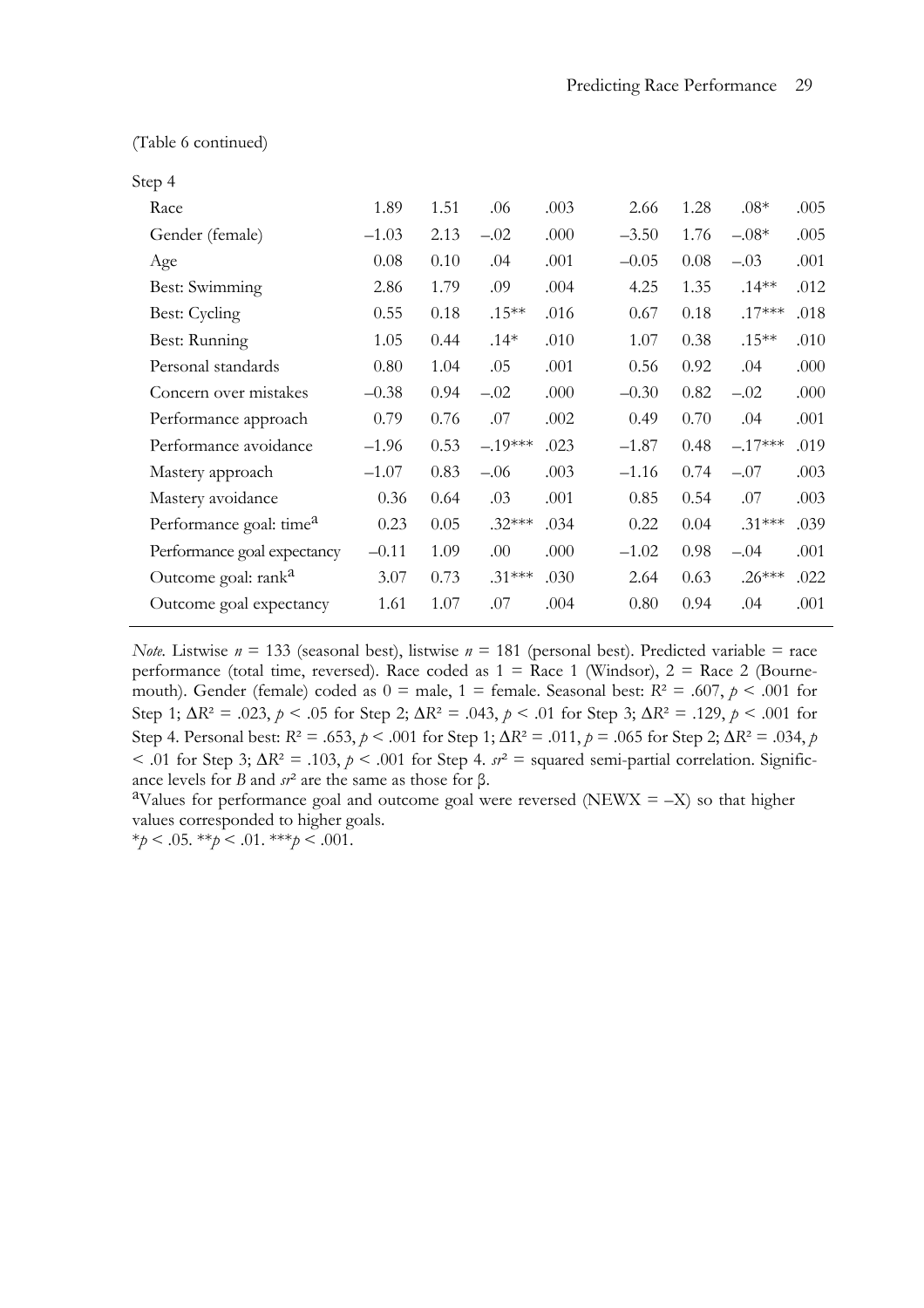(Table 6 continued)

| | | | | | | | | |
|---|---|---|---|---|---|---|---|---|
| Step 4 | | | | | | | | |
| Race | 1.89 | 1.51 | .06 | .003 | 2.66 | 1.28 | .08* | .005 |
| Gender (female) | –1.03 | 2.13 | –.02 | .000 | –3.50 | 1.76 | –.08* | .005 |
| Age | 0.08 | 0.10 | .04 | .001 | –0.05 | 0.08 | –.03 | .001 |
| Best: Swimming | 2.86 | 1.79 | .09 | .004 | 4.25 | 1.35 | .14** | .012 |
| Best: Cycling | 0.55 | 0.18 | .15** | .016 | 0.67 | 0.18 | .17*** | .018 |
| Best: Running | 1.05 | 0.44 | .14* | .010 | 1.07 | 0.38 | .15** | .010 |
| Personal standards | 0.80 | 1.04 | .05 | .001 | 0.56 | 0.92 | .04 | .000 |
| Concern over mistakes | –0.38 | 0.94 | –.02 | .000 | –0.30 | 0.82 | –.02 | .000 |
| Performance approach | 0.79 | 0.76 | .07 | .002 | 0.49 | 0.70 | .04 | .001 |
| Performance avoidance | –1.96 | 0.53 | –.19*** | .023 | –1.87 | 0.48 | –.17*** | .019 |
| Mastery approach | –1.07 | 0.83 | –.06 | .003 | –1.16 | 0.74 | –.07 | .003 |
| Mastery avoidance | 0.36 | 0.64 | .03 | .001 | 0.85 | 0.54 | .07 | .003 |
| Performance goal: time[a] | 0.23 | 0.05 | .32*** | .034 | 0.22 | 0.04 | .31*** | .039 |
| Performance goal expectancy | –0.11 | 1.09 | .00 | .000 | –1.02 | 0.98 | –.04 | .001 |
| Outcome goal: rank[a] | 3.07 | 0.73 | .31*** | .030 | 2.64 | 0.63 | .26*** | .022 |
| Outcome goal expectancy | 1.61 | 1.07 | .07 | .004 | 0.80 | 0.94 | .04 | .001 |

*Note.* Listwise $n$ = 133 (seasonal best), listwise $n$ = 181 (personal best). Predicted variable = race performance (total time, reversed). Race coded as 1 = Race 1 (Windsor), 2 = Race 2 (Bournemouth). Gender (female) coded as 0 = male, 1 = female. Seasonal best: $R^2 = .607$, $p < .001$ for Step 1; $\Delta R^2 = .023$, $p < .05$ for Step 2; $\Delta R^2 = .043$, $p < .01$ for Step 3; $\Delta R^2 = .129$, $p < .001$ for Step 4. Personal best: $R^2 = .653$, $p < .001$ for Step 1; $\Delta R^2 = .011$, $p = .065$ for Step 2; $\Delta R^2 = .034$, $p < .01$ for Step 3; $\Delta R^2 = .103$, $p < .001$ for Step 4. $sr^2$ = squared semi-partial correlation. Significance levels for $B$ and $sr^2$ are the same as those for β.

[a]Values for performance goal and outcome goal were reversed (NEWX = –X) so that higher values corresponded to higher goals.

\*$p < .05$. \*\*$p < .01$. \*\*\*$p < .001$.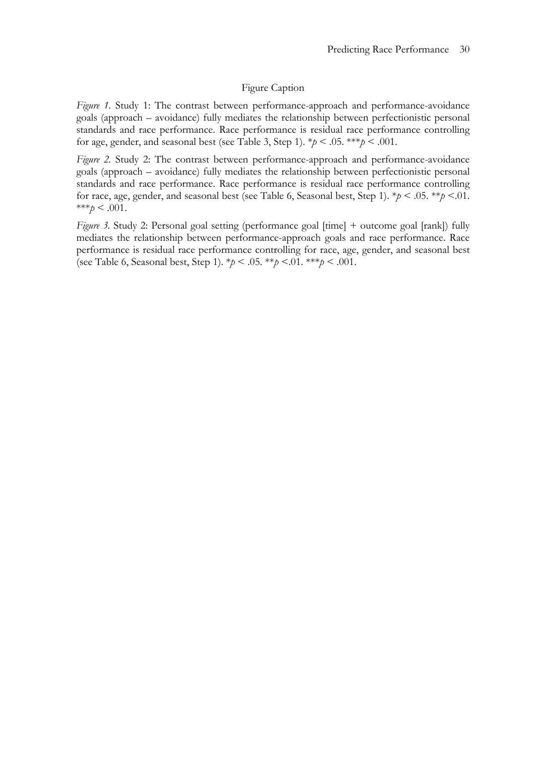Figure Caption

*Figure 1.* Study 1: The contrast between performance-approach and performance-avoidance goals (approach – avoidance) fully mediates the relationship between perfectionistic personal standards and race performance. Race performance is residual race performance controlling for age, gender, and seasonal best (see Table 3, Step 1). *$p < .05$. ***$p < .001$.

*Figure 2.* Study 2: The contrast between performance-approach and performance-avoidance goals (approach – avoidance) fully mediates the relationship between perfectionistic personal standards and race performance. Race performance is residual race performance controlling for race, age, gender, and seasonal best (see Table 6, Seasonal best, Step 1). *$p < .05$. **$p < .01$. ***$p < .001$.

*Figure 3.* Study 2: Personal goal setting (performance goal [time] + outcome goal [rank]) fully mediates the relationship between performance-approach goals and race performance. Race performance is residual race performance controlling for race, age, gender, and seasonal best (see Table 6, Seasonal best, Step 1). *$p < .05$. **$p < .01$. ***$p < .001$.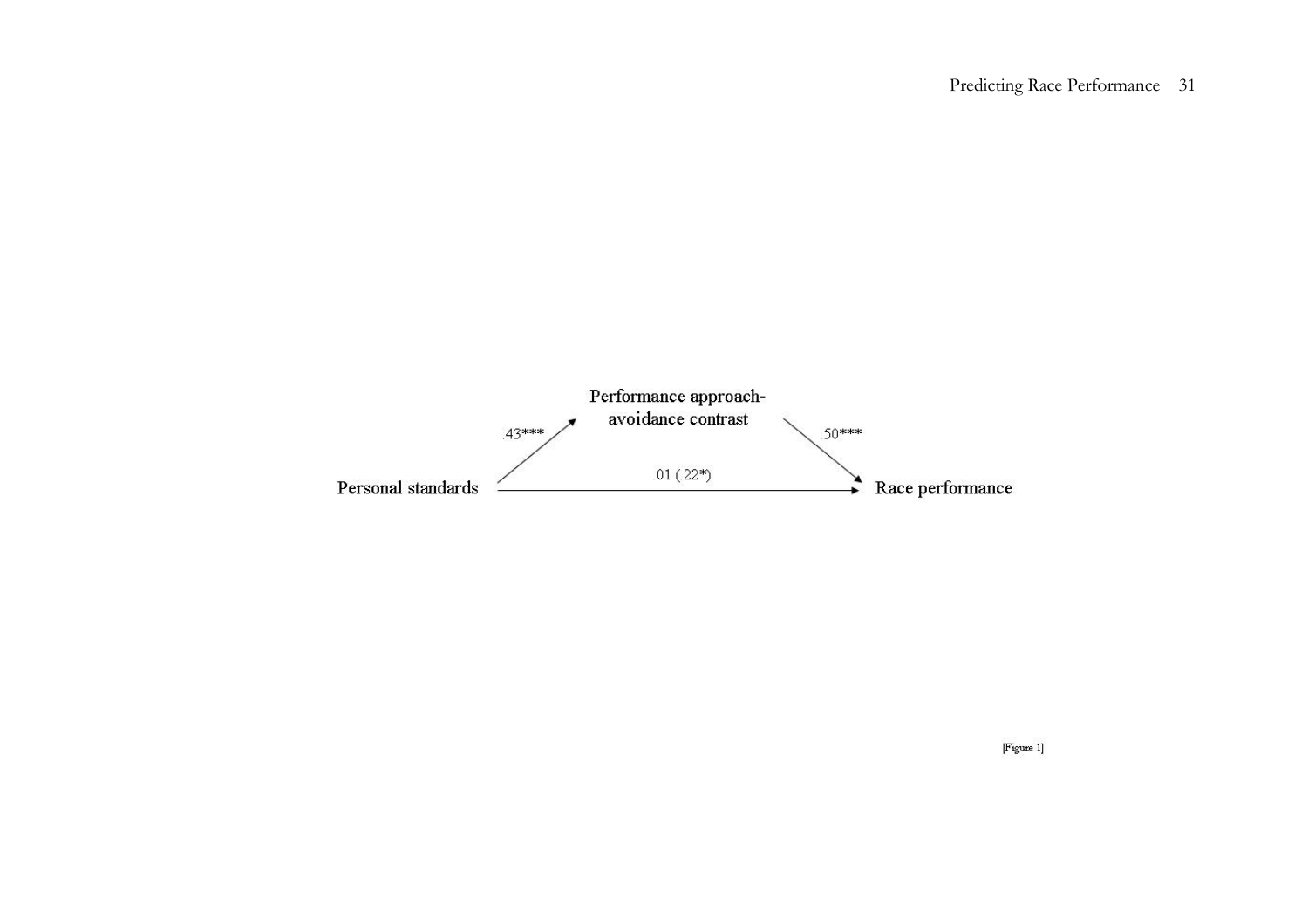Performance approach-avoidance contrast

.43***

.50***

Personal standards

.01 (.22*)

Race performance

[Figure 1]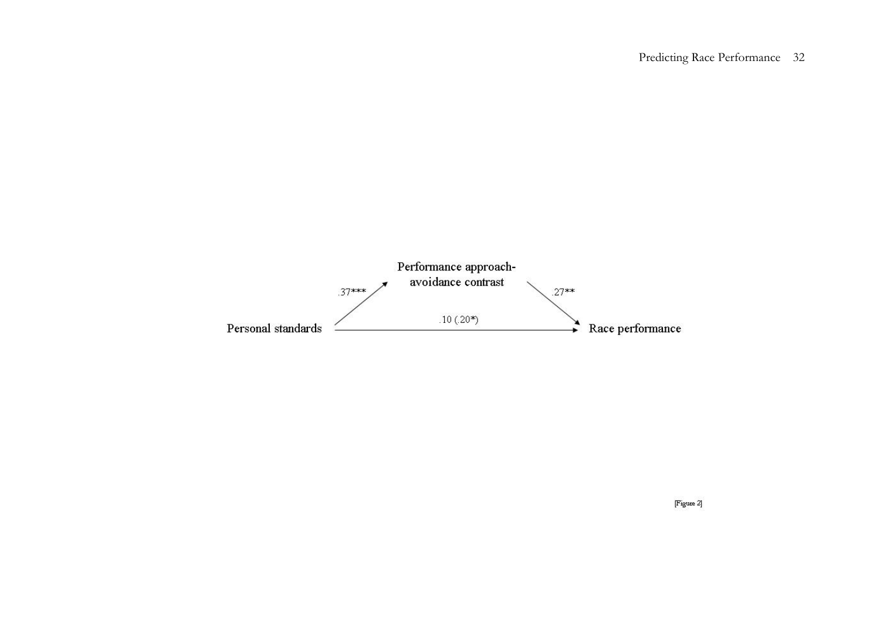Performance approach-avoidance contrast

.37***

.27**

Personal standards

.10 (.20*)

Race performance

[Figure 2]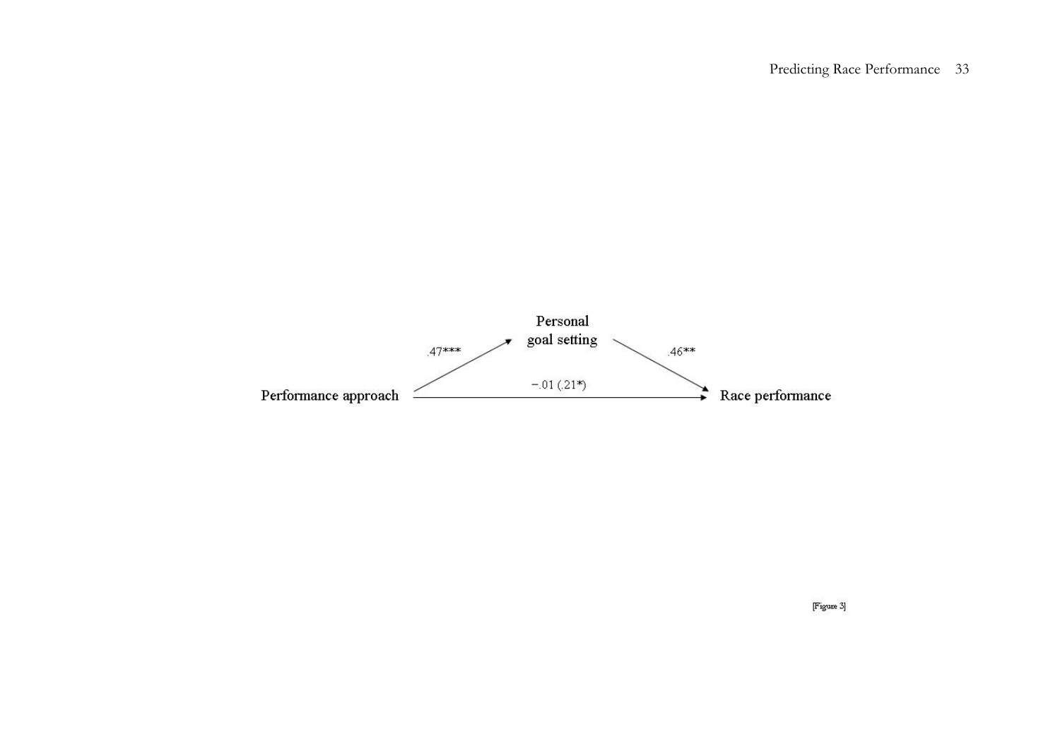Personal goal setting

.47***

.46**

Performance approach

−.01 (.21*)

Race performance

[Figure 3]